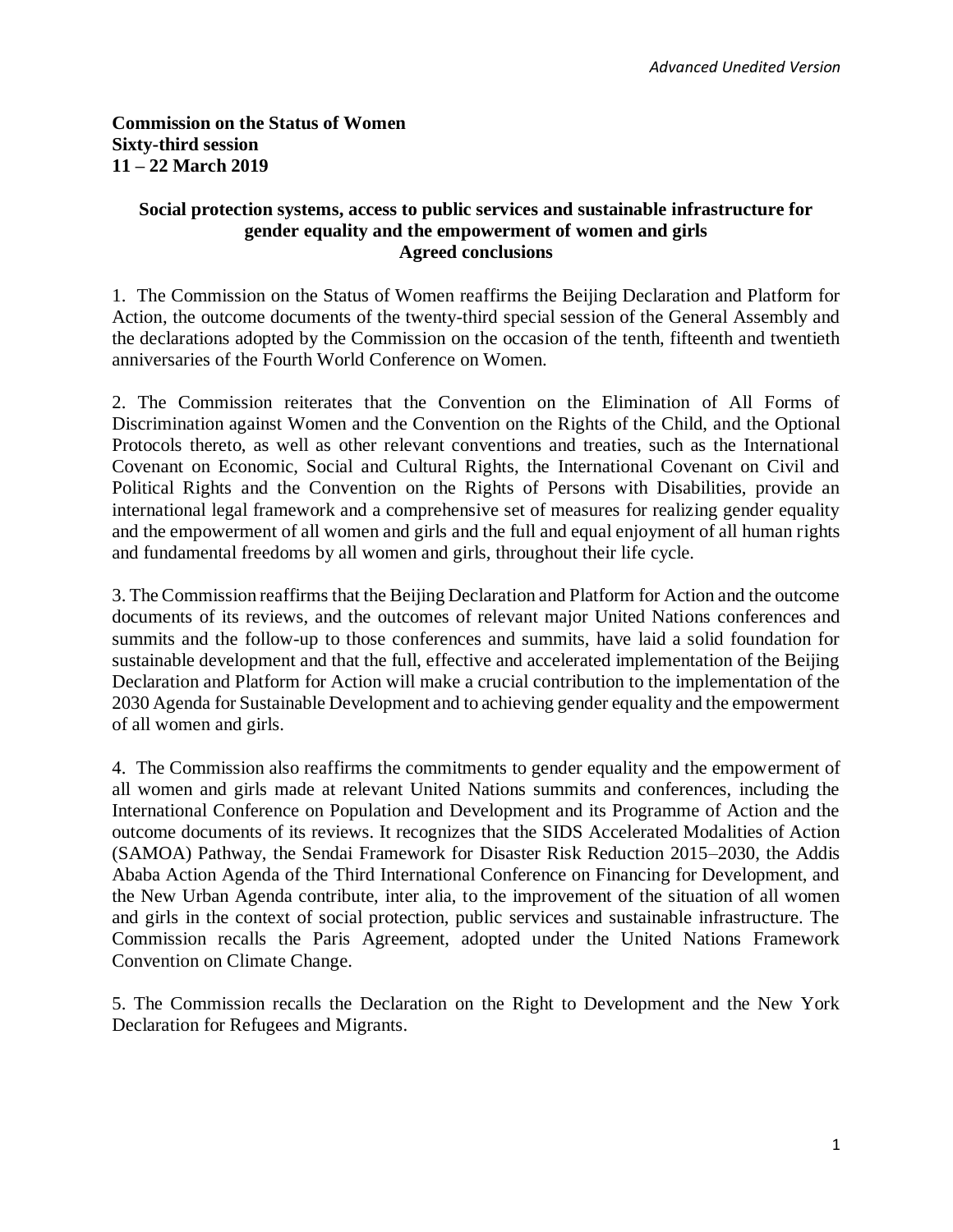*Advanced Unedited Version*

**Commission on the Status of Women**
**Sixty-third session**
**11 – 22 March 2019**

**Social protection systems, access to public services and sustainable infrastructure for gender equality and the empowerment of women and girls**
**Agreed conclusions**

1. The Commission on the Status of Women reaffirms the Beijing Declaration and Platform for Action, the outcome documents of the twenty-third special session of the General Assembly and the declarations adopted by the Commission on the occasion of the tenth, fifteenth and twentieth anniversaries of the Fourth World Conference on Women.

2. The Commission reiterates that the Convention on the Elimination of All Forms of Discrimination against Women and the Convention on the Rights of the Child, and the Optional Protocols thereto, as well as other relevant conventions and treaties, such as the International Covenant on Economic, Social and Cultural Rights, the International Covenant on Civil and Political Rights and the Convention on the Rights of Persons with Disabilities, provide an international legal framework and a comprehensive set of measures for realizing gender equality and the empowerment of all women and girls and the full and equal enjoyment of all human rights and fundamental freedoms by all women and girls, throughout their life cycle.

3. The Commission reaffirms that the Beijing Declaration and Platform for Action and the outcome documents of its reviews, and the outcomes of relevant major United Nations conferences and summits and the follow-up to those conferences and summits, have laid a solid foundation for sustainable development and that the full, effective and accelerated implementation of the Beijing Declaration and Platform for Action will make a crucial contribution to the implementation of the 2030 Agenda for Sustainable Development and to achieving gender equality and the empowerment of all women and girls.

4. The Commission also reaffirms the commitments to gender equality and the empowerment of all women and girls made at relevant United Nations summits and conferences, including the International Conference on Population and Development and its Programme of Action and the outcome documents of its reviews. It recognizes that the SIDS Accelerated Modalities of Action (SAMOA) Pathway, the Sendai Framework for Disaster Risk Reduction 2015–2030, the Addis Ababa Action Agenda of the Third International Conference on Financing for Development, and the New Urban Agenda contribute, inter alia, to the improvement of the situation of all women and girls in the context of social protection, public services and sustainable infrastructure. The Commission recalls the Paris Agreement, adopted under the United Nations Framework Convention on Climate Change.

5. The Commission recalls the Declaration on the Right to Development and the New York Declaration for Refugees and Migrants.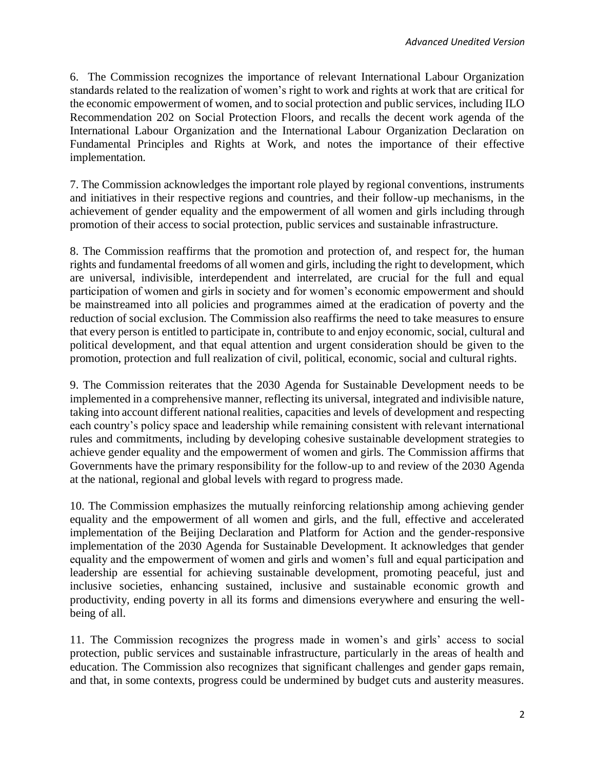6. The Commission recognizes the importance of relevant International Labour Organization standards related to the realization of women's right to work and rights at work that are critical for the economic empowerment of women, and to social protection and public services, including ILO Recommendation 202 on Social Protection Floors, and recalls the decent work agenda of the International Labour Organization and the International Labour Organization Declaration on Fundamental Principles and Rights at Work, and notes the importance of their effective implementation.

7. The Commission acknowledges the important role played by regional conventions, instruments and initiatives in their respective regions and countries, and their follow-up mechanisms, in the achievement of gender equality and the empowerment of all women and girls including through promotion of their access to social protection, public services and sustainable infrastructure.

8. The Commission reaffirms that the promotion and protection of, and respect for, the human rights and fundamental freedoms of all women and girls, including the right to development, which are universal, indivisible, interdependent and interrelated, are crucial for the full and equal participation of women and girls in society and for women's economic empowerment and should be mainstreamed into all policies and programmes aimed at the eradication of poverty and the reduction of social exclusion. The Commission also reaffirms the need to take measures to ensure that every person is entitled to participate in, contribute to and enjoy economic, social, cultural and political development, and that equal attention and urgent consideration should be given to the promotion, protection and full realization of civil, political, economic, social and cultural rights.

9. The Commission reiterates that the 2030 Agenda for Sustainable Development needs to be implemented in a comprehensive manner, reflecting its universal, integrated and indivisible nature, taking into account different national realities, capacities and levels of development and respecting each country's policy space and leadership while remaining consistent with relevant international rules and commitments, including by developing cohesive sustainable development strategies to achieve gender equality and the empowerment of women and girls. The Commission affirms that Governments have the primary responsibility for the follow-up to and review of the 2030 Agenda at the national, regional and global levels with regard to progress made.

10. The Commission emphasizes the mutually reinforcing relationship among achieving gender equality and the empowerment of all women and girls, and the full, effective and accelerated implementation of the Beijing Declaration and Platform for Action and the gender-responsive implementation of the 2030 Agenda for Sustainable Development. It acknowledges that gender equality and the empowerment of women and girls and women's full and equal participation and leadership are essential for achieving sustainable development, promoting peaceful, just and inclusive societies, enhancing sustained, inclusive and sustainable economic growth and productivity, ending poverty in all its forms and dimensions everywhere and ensuring the well-being of all.

11. The Commission recognizes the progress made in women's and girls' access to social protection, public services and sustainable infrastructure, particularly in the areas of health and education. The Commission also recognizes that significant challenges and gender gaps remain, and that, in some contexts, progress could be undermined by budget cuts and austerity measures.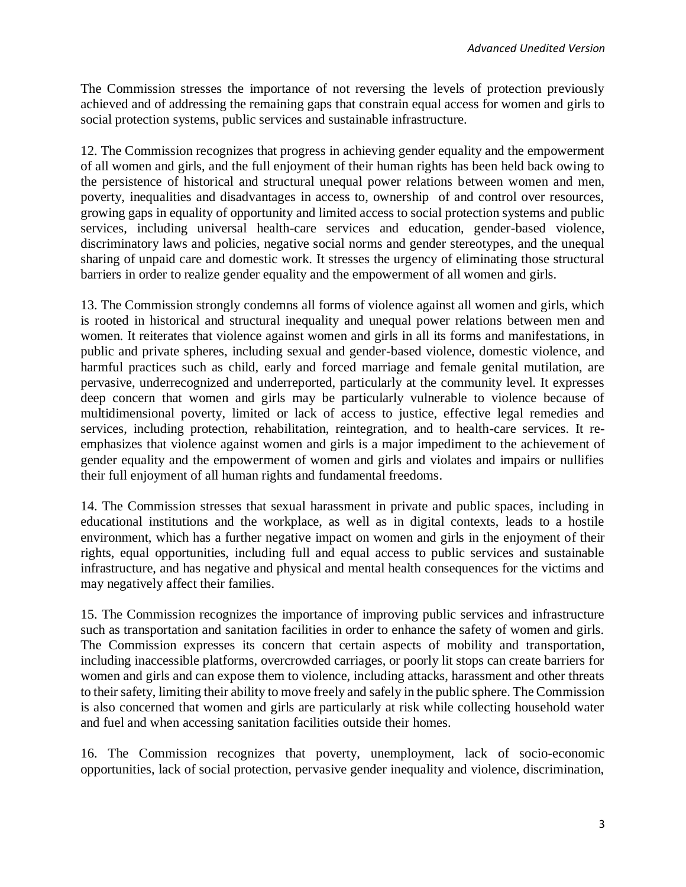The Commission stresses the importance of not reversing the levels of protection previously achieved and of addressing the remaining gaps that constrain equal access for women and girls to social protection systems, public services and sustainable infrastructure.

12. The Commission recognizes that progress in achieving gender equality and the empowerment of all women and girls, and the full enjoyment of their human rights has been held back owing to the persistence of historical and structural unequal power relations between women and men, poverty, inequalities and disadvantages in access to, ownership of and control over resources, growing gaps in equality of opportunity and limited access to social protection systems and public services, including universal health-care services and education, gender-based violence, discriminatory laws and policies, negative social norms and gender stereotypes, and the unequal sharing of unpaid care and domestic work. It stresses the urgency of eliminating those structural barriers in order to realize gender equality and the empowerment of all women and girls.

13. The Commission strongly condemns all forms of violence against all women and girls, which is rooted in historical and structural inequality and unequal power relations between men and women. It reiterates that violence against women and girls in all its forms and manifestations, in public and private spheres, including sexual and gender-based violence, domestic violence, and harmful practices such as child, early and forced marriage and female genital mutilation, are pervasive, underrecognized and underreported, particularly at the community level. It expresses deep concern that women and girls may be particularly vulnerable to violence because of multidimensional poverty, limited or lack of access to justice, effective legal remedies and services, including protection, rehabilitation, reintegration, and to health-care services. It re-emphasizes that violence against women and girls is a major impediment to the achievement of gender equality and the empowerment of women and girls and violates and impairs or nullifies their full enjoyment of all human rights and fundamental freedoms.

14. The Commission stresses that sexual harassment in private and public spaces, including in educational institutions and the workplace, as well as in digital contexts, leads to a hostile environment, which has a further negative impact on women and girls in the enjoyment of their rights, equal opportunities, including full and equal access to public services and sustainable infrastructure, and has negative and physical and mental health consequences for the victims and may negatively affect their families.

15. The Commission recognizes the importance of improving public services and infrastructure such as transportation and sanitation facilities in order to enhance the safety of women and girls. The Commission expresses its concern that certain aspects of mobility and transportation, including inaccessible platforms, overcrowded carriages, or poorly lit stops can create barriers for women and girls and can expose them to violence, including attacks, harassment and other threats to their safety, limiting their ability to move freely and safely in the public sphere. The Commission is also concerned that women and girls are particularly at risk while collecting household water and fuel and when accessing sanitation facilities outside their homes.

16. The Commission recognizes that poverty, unemployment, lack of socio-economic opportunities, lack of social protection, pervasive gender inequality and violence, discrimination,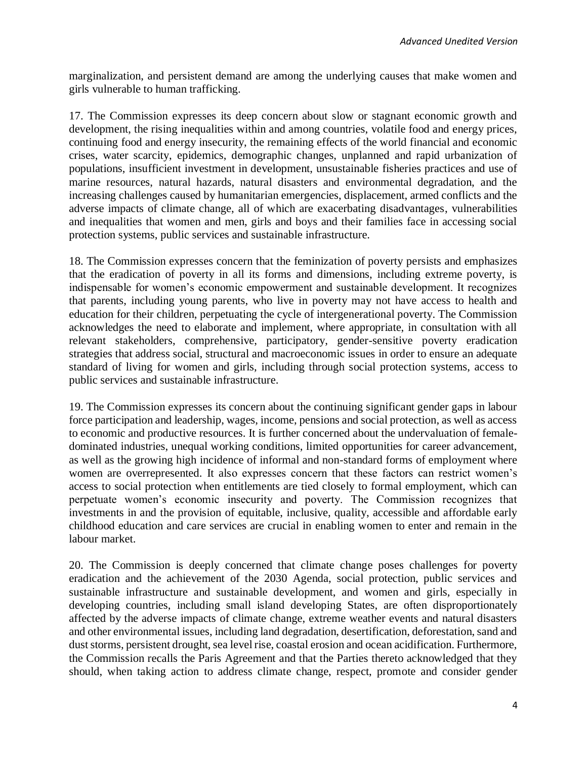marginalization, and persistent demand are among the underlying causes that make women and girls vulnerable to human trafficking.

17. The Commission expresses its deep concern about slow or stagnant economic growth and development, the rising inequalities within and among countries, volatile food and energy prices, continuing food and energy insecurity, the remaining effects of the world financial and economic crises, water scarcity, epidemics, demographic changes, unplanned and rapid urbanization of populations, insufficient investment in development, unsustainable fisheries practices and use of marine resources, natural hazards, natural disasters and environmental degradation, and the increasing challenges caused by humanitarian emergencies, displacement, armed conflicts and the adverse impacts of climate change, all of which are exacerbating disadvantages, vulnerabilities and inequalities that women and men, girls and boys and their families face in accessing social protection systems, public services and sustainable infrastructure.

18. The Commission expresses concern that the feminization of poverty persists and emphasizes that the eradication of poverty in all its forms and dimensions, including extreme poverty, is indispensable for women's economic empowerment and sustainable development. It recognizes that parents, including young parents, who live in poverty may not have access to health and education for their children, perpetuating the cycle of intergenerational poverty. The Commission acknowledges the need to elaborate and implement, where appropriate, in consultation with all relevant stakeholders, comprehensive, participatory, gender-sensitive poverty eradication strategies that address social, structural and macroeconomic issues in order to ensure an adequate standard of living for women and girls, including through social protection systems, access to public services and sustainable infrastructure.

19. The Commission expresses its concern about the continuing significant gender gaps in labour force participation and leadership, wages, income, pensions and social protection, as well as access to economic and productive resources. It is further concerned about the undervaluation of female-dominated industries, unequal working conditions, limited opportunities for career advancement, as well as the growing high incidence of informal and non-standard forms of employment where women are overrepresented. It also expresses concern that these factors can restrict women's access to social protection when entitlements are tied closely to formal employment, which can perpetuate women's economic insecurity and poverty. The Commission recognizes that investments in and the provision of equitable, inclusive, quality, accessible and affordable early childhood education and care services are crucial in enabling women to enter and remain in the labour market.

20. The Commission is deeply concerned that climate change poses challenges for poverty eradication and the achievement of the 2030 Agenda, social protection, public services and sustainable infrastructure and sustainable development, and women and girls, especially in developing countries, including small island developing States, are often disproportionately affected by the adverse impacts of climate change, extreme weather events and natural disasters and other environmental issues, including land degradation, desertification, deforestation, sand and dust storms, persistent drought, sea level rise, coastal erosion and ocean acidification. Furthermore, the Commission recalls the Paris Agreement and that the Parties thereto acknowledged that they should, when taking action to address climate change, respect, promote and consider gender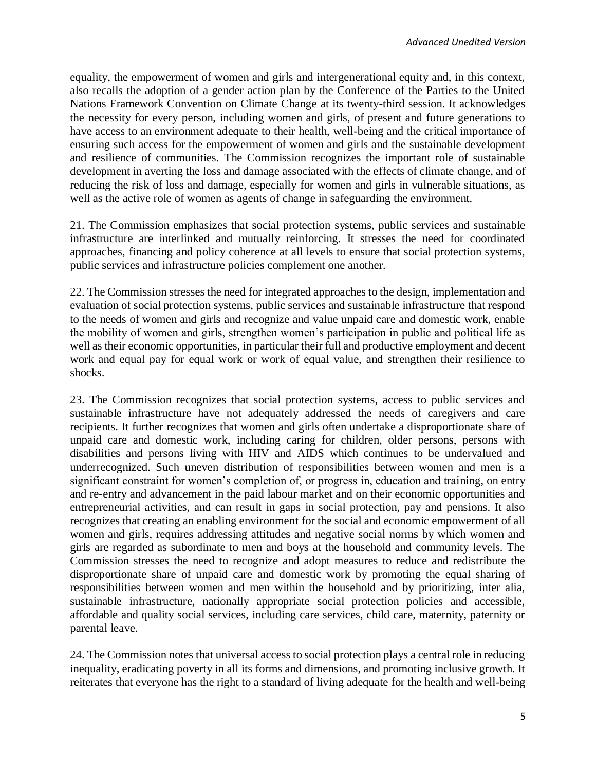equality, the empowerment of women and girls and intergenerational equity and, in this context, also recalls the adoption of a gender action plan by the Conference of the Parties to the United Nations Framework Convention on Climate Change at its twenty-third session. It acknowledges the necessity for every person, including women and girls, of present and future generations to have access to an environment adequate to their health, well-being and the critical importance of ensuring such access for the empowerment of women and girls and the sustainable development and resilience of communities. The Commission recognizes the important role of sustainable development in averting the loss and damage associated with the effects of climate change, and of reducing the risk of loss and damage, especially for women and girls in vulnerable situations, as well as the active role of women as agents of change in safeguarding the environment.

21. The Commission emphasizes that social protection systems, public services and sustainable infrastructure are interlinked and mutually reinforcing. It stresses the need for coordinated approaches, financing and policy coherence at all levels to ensure that social protection systems, public services and infrastructure policies complement one another.

22. The Commission stresses the need for integrated approaches to the design, implementation and evaluation of social protection systems, public services and sustainable infrastructure that respond to the needs of women and girls and recognize and value unpaid care and domestic work, enable the mobility of women and girls, strengthen women's participation in public and political life as well as their economic opportunities, in particular their full and productive employment and decent work and equal pay for equal work or work of equal value, and strengthen their resilience to shocks.

23. The Commission recognizes that social protection systems, access to public services and sustainable infrastructure have not adequately addressed the needs of caregivers and care recipients. It further recognizes that women and girls often undertake a disproportionate share of unpaid care and domestic work, including caring for children, older persons, persons with disabilities and persons living with HIV and AIDS which continues to be undervalued and underrecognized. Such uneven distribution of responsibilities between women and men is a significant constraint for women's completion of, or progress in, education and training, on entry and re-entry and advancement in the paid labour market and on their economic opportunities and entrepreneurial activities, and can result in gaps in social protection, pay and pensions. It also recognizes that creating an enabling environment for the social and economic empowerment of all women and girls, requires addressing attitudes and negative social norms by which women and girls are regarded as subordinate to men and boys at the household and community levels. The Commission stresses the need to recognize and adopt measures to reduce and redistribute the disproportionate share of unpaid care and domestic work by promoting the equal sharing of responsibilities between women and men within the household and by prioritizing, inter alia, sustainable infrastructure, nationally appropriate social protection policies and accessible, affordable and quality social services, including care services, child care, maternity, paternity or parental leave.

24. The Commission notes that universal access to social protection plays a central role in reducing inequality, eradicating poverty in all its forms and dimensions, and promoting inclusive growth. It reiterates that everyone has the right to a standard of living adequate for the health and well-being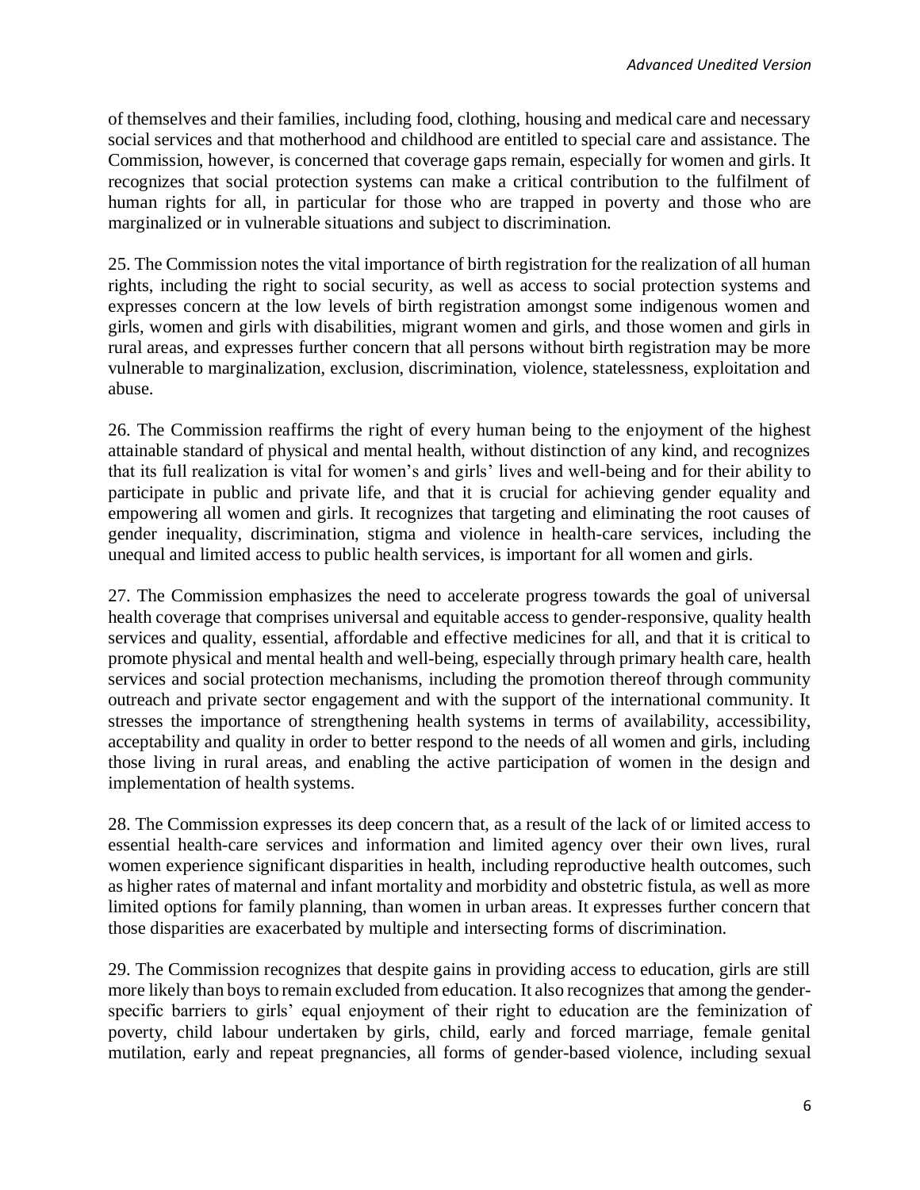of themselves and their families, including food, clothing, housing and medical care and necessary social services and that motherhood and childhood are entitled to special care and assistance. The Commission, however, is concerned that coverage gaps remain, especially for women and girls. It recognizes that social protection systems can make a critical contribution to the fulfilment of human rights for all, in particular for those who are trapped in poverty and those who are marginalized or in vulnerable situations and subject to discrimination.

25. The Commission notes the vital importance of birth registration for the realization of all human rights, including the right to social security, as well as access to social protection systems and expresses concern at the low levels of birth registration amongst some indigenous women and girls, women and girls with disabilities, migrant women and girls, and those women and girls in rural areas, and expresses further concern that all persons without birth registration may be more vulnerable to marginalization, exclusion, discrimination, violence, statelessness, exploitation and abuse.

26. The Commission reaffirms the right of every human being to the enjoyment of the highest attainable standard of physical and mental health, without distinction of any kind, and recognizes that its full realization is vital for women's and girls' lives and well-being and for their ability to participate in public and private life, and that it is crucial for achieving gender equality and empowering all women and girls. It recognizes that targeting and eliminating the root causes of gender inequality, discrimination, stigma and violence in health-care services, including the unequal and limited access to public health services, is important for all women and girls.

27. The Commission emphasizes the need to accelerate progress towards the goal of universal health coverage that comprises universal and equitable access to gender-responsive, quality health services and quality, essential, affordable and effective medicines for all, and that it is critical to promote physical and mental health and well-being, especially through primary health care, health services and social protection mechanisms, including the promotion thereof through community outreach and private sector engagement and with the support of the international community. It stresses the importance of strengthening health systems in terms of availability, accessibility, acceptability and quality in order to better respond to the needs of all women and girls, including those living in rural areas, and enabling the active participation of women in the design and implementation of health systems.

28. The Commission expresses its deep concern that, as a result of the lack of or limited access to essential health-care services and information and limited agency over their own lives, rural women experience significant disparities in health, including reproductive health outcomes, such as higher rates of maternal and infant mortality and morbidity and obstetric fistula, as well as more limited options for family planning, than women in urban areas. It expresses further concern that those disparities are exacerbated by multiple and intersecting forms of discrimination.

29. The Commission recognizes that despite gains in providing access to education, girls are still more likely than boys to remain excluded from education. It also recognizes that among the gender-specific barriers to girls' equal enjoyment of their right to education are the feminization of poverty, child labour undertaken by girls, child, early and forced marriage, female genital mutilation, early and repeat pregnancies, all forms of gender-based violence, including sexual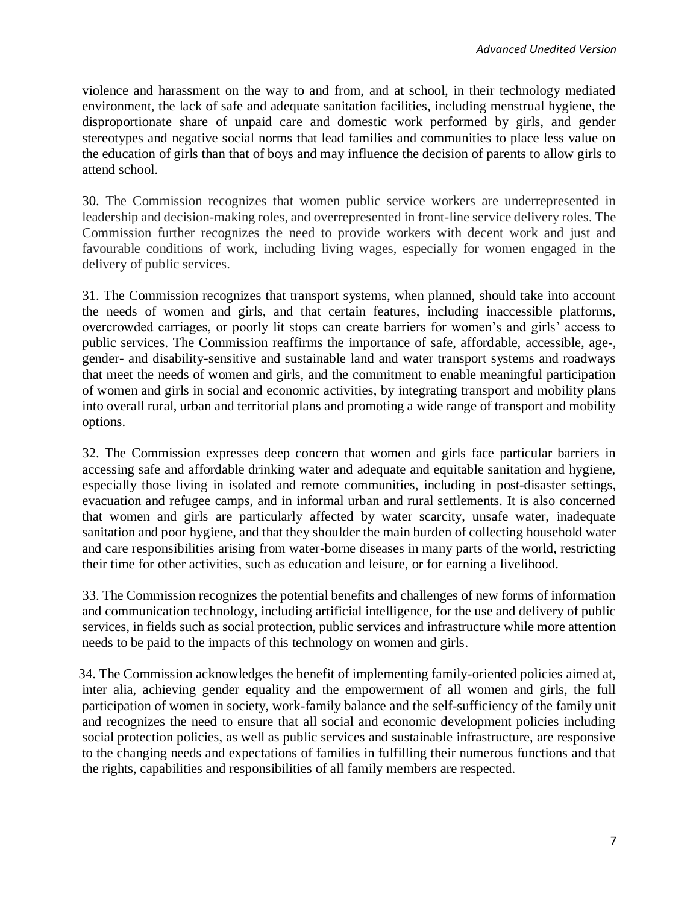violence and harassment on the way to and from, and at school, in their technology mediated environment, the lack of safe and adequate sanitation facilities, including menstrual hygiene, the disproportionate share of unpaid care and domestic work performed by girls, and gender stereotypes and negative social norms that lead families and communities to place less value on the education of girls than that of boys and may influence the decision of parents to allow girls to attend school.

30. The Commission recognizes that women public service workers are underrepresented in leadership and decision-making roles, and overrepresented in front-line service delivery roles. The Commission further recognizes the need to provide workers with decent work and just and favourable conditions of work, including living wages, especially for women engaged in the delivery of public services.

31. The Commission recognizes that transport systems, when planned, should take into account the needs of women and girls, and that certain features, including inaccessible platforms, overcrowded carriages, or poorly lit stops can create barriers for women's and girls' access to public services. The Commission reaffirms the importance of safe, affordable, accessible, age-, gender- and disability-sensitive and sustainable land and water transport systems and roadways that meet the needs of women and girls, and the commitment to enable meaningful participation of women and girls in social and economic activities, by integrating transport and mobility plans into overall rural, urban and territorial plans and promoting a wide range of transport and mobility options.

32. The Commission expresses deep concern that women and girls face particular barriers in accessing safe and affordable drinking water and adequate and equitable sanitation and hygiene, especially those living in isolated and remote communities, including in post-disaster settings, evacuation and refugee camps, and in informal urban and rural settlements. It is also concerned that women and girls are particularly affected by water scarcity, unsafe water, inadequate sanitation and poor hygiene, and that they shoulder the main burden of collecting household water and care responsibilities arising from water-borne diseases in many parts of the world, restricting their time for other activities, such as education and leisure, or for earning a livelihood.

33. The Commission recognizes the potential benefits and challenges of new forms of information and communication technology, including artificial intelligence, for the use and delivery of public services, in fields such as social protection, public services and infrastructure while more attention needs to be paid to the impacts of this technology on women and girls.

34. The Commission acknowledges the benefit of implementing family-oriented policies aimed at, inter alia, achieving gender equality and the empowerment of all women and girls, the full participation of women in society, work-family balance and the self-sufficiency of the family unit and recognizes the need to ensure that all social and economic development policies including social protection policies, as well as public services and sustainable infrastructure, are responsive to the changing needs and expectations of families in fulfilling their numerous functions and that the rights, capabilities and responsibilities of all family members are respected.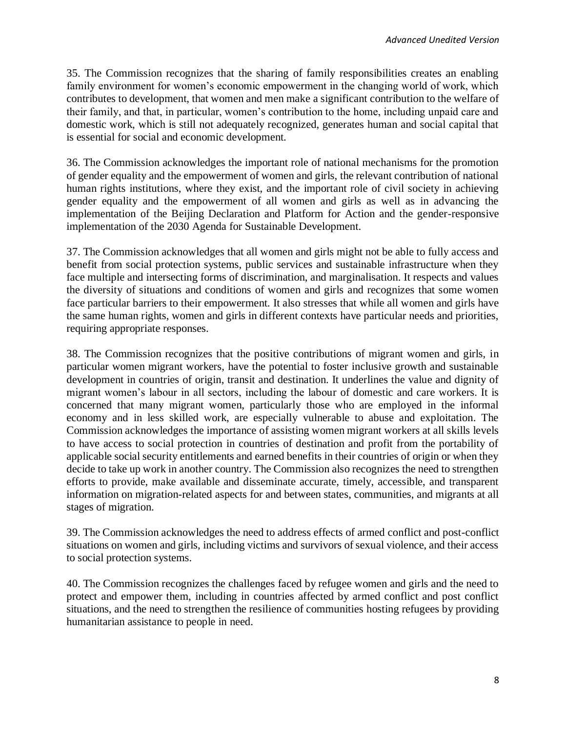35. The Commission recognizes that the sharing of family responsibilities creates an enabling family environment for women's economic empowerment in the changing world of work, which contributes to development, that women and men make a significant contribution to the welfare of their family, and that, in particular, women's contribution to the home, including unpaid care and domestic work, which is still not adequately recognized, generates human and social capital that is essential for social and economic development.

36. The Commission acknowledges the important role of national mechanisms for the promotion of gender equality and the empowerment of women and girls, the relevant contribution of national human rights institutions, where they exist, and the important role of civil society in achieving gender equality and the empowerment of all women and girls as well as in advancing the implementation of the Beijing Declaration and Platform for Action and the gender-responsive implementation of the 2030 Agenda for Sustainable Development.

37. The Commission acknowledges that all women and girls might not be able to fully access and benefit from social protection systems, public services and sustainable infrastructure when they face multiple and intersecting forms of discrimination, and marginalisation. It respects and values the diversity of situations and conditions of women and girls and recognizes that some women face particular barriers to their empowerment. It also stresses that while all women and girls have the same human rights, women and girls in different contexts have particular needs and priorities, requiring appropriate responses.

38. The Commission recognizes that the positive contributions of migrant women and girls, in particular women migrant workers, have the potential to foster inclusive growth and sustainable development in countries of origin, transit and destination. It underlines the value and dignity of migrant women's labour in all sectors, including the labour of domestic and care workers. It is concerned that many migrant women, particularly those who are employed in the informal economy and in less skilled work, are especially vulnerable to abuse and exploitation. The Commission acknowledges the importance of assisting women migrant workers at all skills levels to have access to social protection in countries of destination and profit from the portability of applicable social security entitlements and earned benefits in their countries of origin or when they decide to take up work in another country. The Commission also recognizes the need to strengthen efforts to provide, make available and disseminate accurate, timely, accessible, and transparent information on migration-related aspects for and between states, communities, and migrants at all stages of migration.

39. The Commission acknowledges the need to address effects of armed conflict and post-conflict situations on women and girls, including victims and survivors of sexual violence, and their access to social protection systems.

40. The Commission recognizes the challenges faced by refugee women and girls and the need to protect and empower them, including in countries affected by armed conflict and post conflict situations, and the need to strengthen the resilience of communities hosting refugees by providing humanitarian assistance to people in need.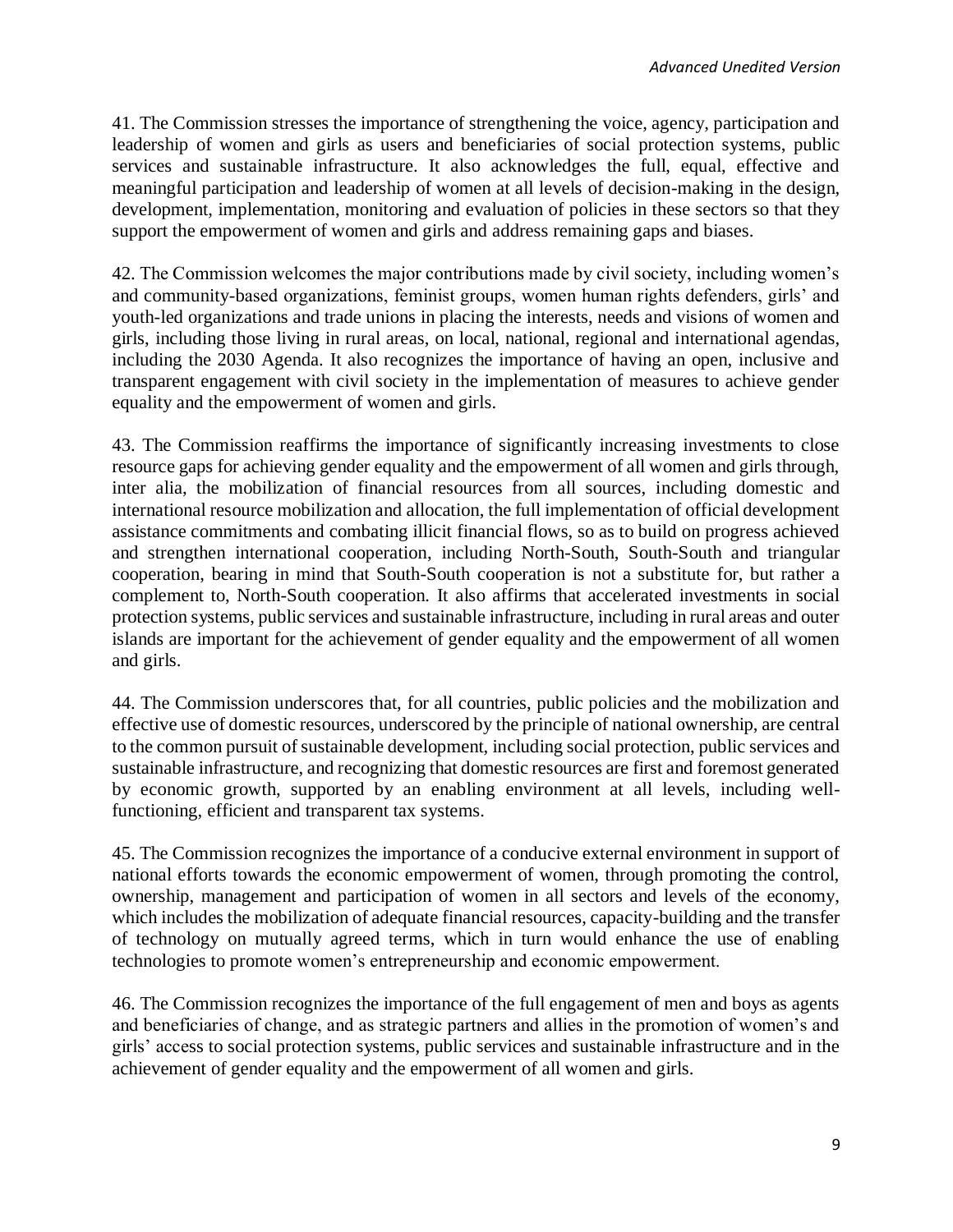41. The Commission stresses the importance of strengthening the voice, agency, participation and leadership of women and girls as users and beneficiaries of social protection systems, public services and sustainable infrastructure. It also acknowledges the full, equal, effective and meaningful participation and leadership of women at all levels of decision-making in the design, development, implementation, monitoring and evaluation of policies in these sectors so that they support the empowerment of women and girls and address remaining gaps and biases.

42. The Commission welcomes the major contributions made by civil society, including women's and community-based organizations, feminist groups, women human rights defenders, girls' and youth-led organizations and trade unions in placing the interests, needs and visions of women and girls, including those living in rural areas, on local, national, regional and international agendas, including the 2030 Agenda. It also recognizes the importance of having an open, inclusive and transparent engagement with civil society in the implementation of measures to achieve gender equality and the empowerment of women and girls.

43. The Commission reaffirms the importance of significantly increasing investments to close resource gaps for achieving gender equality and the empowerment of all women and girls through, inter alia, the mobilization of financial resources from all sources, including domestic and international resource mobilization and allocation, the full implementation of official development assistance commitments and combating illicit financial flows, so as to build on progress achieved and strengthen international cooperation, including North-South, South-South and triangular cooperation, bearing in mind that South-South cooperation is not a substitute for, but rather a complement to, North-South cooperation. It also affirms that accelerated investments in social protection systems, public services and sustainable infrastructure, including in rural areas and outer islands are important for the achievement of gender equality and the empowerment of all women and girls.

44. The Commission underscores that, for all countries, public policies and the mobilization and effective use of domestic resources, underscored by the principle of national ownership, are central to the common pursuit of sustainable development, including social protection, public services and sustainable infrastructure, and recognizing that domestic resources are first and foremost generated by economic growth, supported by an enabling environment at all levels, including well-functioning, efficient and transparent tax systems.

45. The Commission recognizes the importance of a conducive external environment in support of national efforts towards the economic empowerment of women, through promoting the control, ownership, management and participation of women in all sectors and levels of the economy, which includes the mobilization of adequate financial resources, capacity-building and the transfer of technology on mutually agreed terms, which in turn would enhance the use of enabling technologies to promote women's entrepreneurship and economic empowerment.

46. The Commission recognizes the importance of the full engagement of men and boys as agents and beneficiaries of change, and as strategic partners and allies in the promotion of women's and girls' access to social protection systems, public services and sustainable infrastructure and in the achievement of gender equality and the empowerment of all women and girls.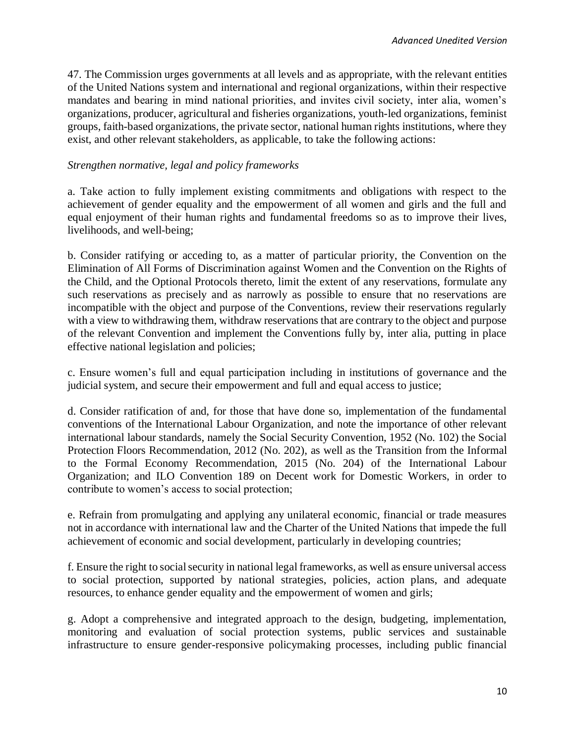47. The Commission urges governments at all levels and as appropriate, with the relevant entities of the United Nations system and international and regional organizations, within their respective mandates and bearing in mind national priorities, and invites civil society, inter alia, women's organizations, producer, agricultural and fisheries organizations, youth-led organizations, feminist groups, faith-based organizations, the private sector, national human rights institutions, where they exist, and other relevant stakeholders, as applicable, to take the following actions:

*Strengthen normative, legal and policy frameworks*

a. Take action to fully implement existing commitments and obligations with respect to the achievement of gender equality and the empowerment of all women and girls and the full and equal enjoyment of their human rights and fundamental freedoms so as to improve their lives, livelihoods, and well-being;

b. Consider ratifying or acceding to, as a matter of particular priority, the Convention on the Elimination of All Forms of Discrimination against Women and the Convention on the Rights of the Child, and the Optional Protocols thereto, limit the extent of any reservations, formulate any such reservations as precisely and as narrowly as possible to ensure that no reservations are incompatible with the object and purpose of the Conventions, review their reservations regularly with a view to withdrawing them, withdraw reservations that are contrary to the object and purpose of the relevant Convention and implement the Conventions fully by, inter alia, putting in place effective national legislation and policies;

c. Ensure women's full and equal participation including in institutions of governance and the judicial system, and secure their empowerment and full and equal access to justice;

d. Consider ratification of and, for those that have done so, implementation of the fundamental conventions of the International Labour Organization, and note the importance of other relevant international labour standards, namely the Social Security Convention, 1952 (No. 102) the Social Protection Floors Recommendation, 2012 (No. 202), as well as the Transition from the Informal to the Formal Economy Recommendation, 2015 (No. 204) of the International Labour Organization; and ILO Convention 189 on Decent work for Domestic Workers, in order to contribute to women's access to social protection;

e. Refrain from promulgating and applying any unilateral economic, financial or trade measures not in accordance with international law and the Charter of the United Nations that impede the full achievement of economic and social development, particularly in developing countries;

f. Ensure the right to social security in national legal frameworks, as well as ensure universal access to social protection, supported by national strategies, policies, action plans, and adequate resources, to enhance gender equality and the empowerment of women and girls;

g. Adopt a comprehensive and integrated approach to the design, budgeting, implementation, monitoring and evaluation of social protection systems, public services and sustainable infrastructure to ensure gender-responsive policymaking processes, including public financial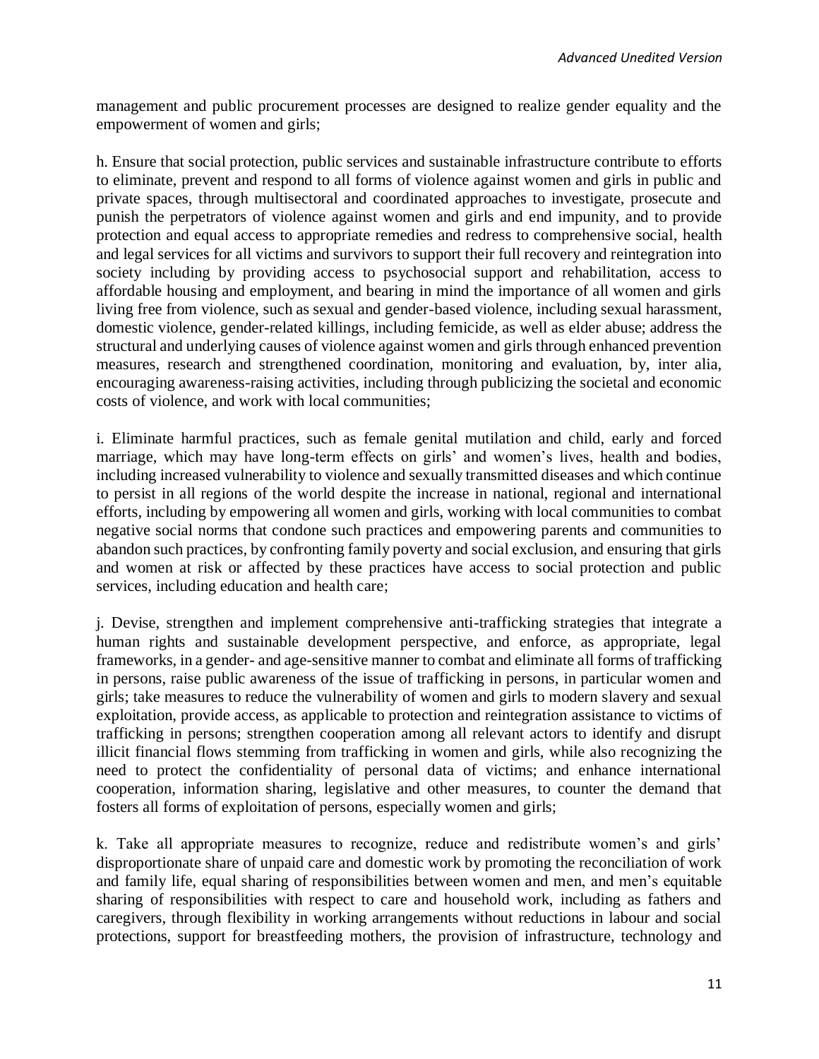management and public procurement processes are designed to realize gender equality and the empowerment of women and girls;

h. Ensure that social protection, public services and sustainable infrastructure contribute to efforts to eliminate, prevent and respond to all forms of violence against women and girls in public and private spaces, through multisectoral and coordinated approaches to investigate, prosecute and punish the perpetrators of violence against women and girls and end impunity, and to provide protection and equal access to appropriate remedies and redress to comprehensive social, health and legal services for all victims and survivors to support their full recovery and reintegration into society including by providing access to psychosocial support and rehabilitation, access to affordable housing and employment, and bearing in mind the importance of all women and girls living free from violence, such as sexual and gender-based violence, including sexual harassment, domestic violence, gender-related killings, including femicide, as well as elder abuse; address the structural and underlying causes of violence against women and girls through enhanced prevention measures, research and strengthened coordination, monitoring and evaluation, by, inter alia, encouraging awareness-raising activities, including through publicizing the societal and economic costs of violence, and work with local communities;

i. Eliminate harmful practices, such as female genital mutilation and child, early and forced marriage, which may have long-term effects on girls' and women's lives, health and bodies, including increased vulnerability to violence and sexually transmitted diseases and which continue to persist in all regions of the world despite the increase in national, regional and international efforts, including by empowering all women and girls, working with local communities to combat negative social norms that condone such practices and empowering parents and communities to abandon such practices, by confronting family poverty and social exclusion, and ensuring that girls and women at risk or affected by these practices have access to social protection and public services, including education and health care;

j. Devise, strengthen and implement comprehensive anti-trafficking strategies that integrate a human rights and sustainable development perspective, and enforce, as appropriate, legal frameworks, in a gender- and age-sensitive manner to combat and eliminate all forms of trafficking in persons, raise public awareness of the issue of trafficking in persons, in particular women and girls; take measures to reduce the vulnerability of women and girls to modern slavery and sexual exploitation, provide access, as applicable to protection and reintegration assistance to victims of trafficking in persons; strengthen cooperation among all relevant actors to identify and disrupt illicit financial flows stemming from trafficking in women and girls, while also recognizing the need to protect the confidentiality of personal data of victims; and enhance international cooperation, information sharing, legislative and other measures, to counter the demand that fosters all forms of exploitation of persons, especially women and girls;

k. Take all appropriate measures to recognize, reduce and redistribute women's and girls' disproportionate share of unpaid care and domestic work by promoting the reconciliation of work and family life, equal sharing of responsibilities between women and men, and men's equitable sharing of responsibilities with respect to care and household work, including as fathers and caregivers, through flexibility in working arrangements without reductions in labour and social protections, support for breastfeeding mothers, the provision of infrastructure, technology and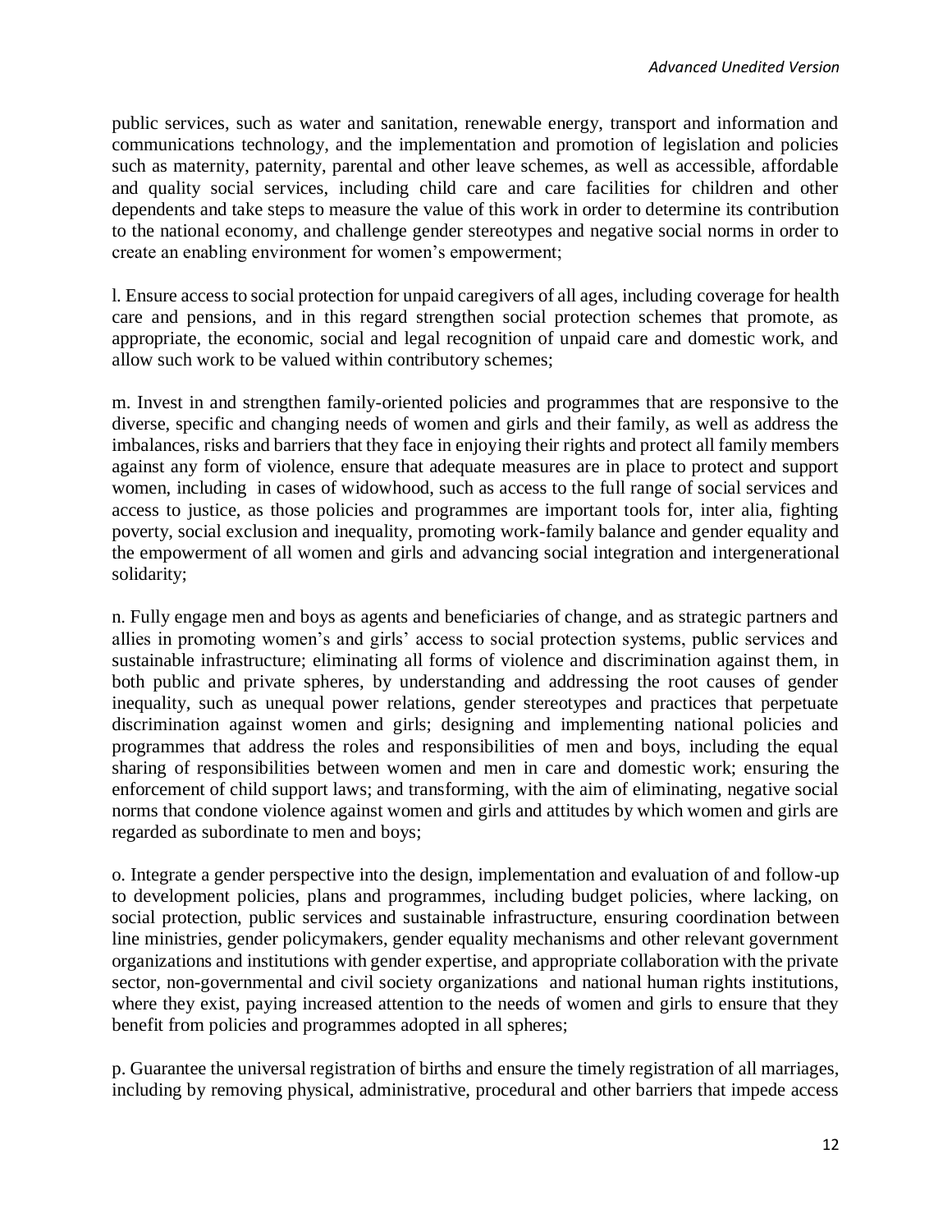public services, such as water and sanitation, renewable energy, transport and information and communications technology, and the implementation and promotion of legislation and policies such as maternity, paternity, parental and other leave schemes, as well as accessible, affordable and quality social services, including child care and care facilities for children and other dependents and take steps to measure the value of this work in order to determine its contribution to the national economy, and challenge gender stereotypes and negative social norms in order to create an enabling environment for women's empowerment;

l. Ensure access to social protection for unpaid caregivers of all ages, including coverage for health care and pensions, and in this regard strengthen social protection schemes that promote, as appropriate, the economic, social and legal recognition of unpaid care and domestic work, and allow such work to be valued within contributory schemes;

m. Invest in and strengthen family-oriented policies and programmes that are responsive to the diverse, specific and changing needs of women and girls and their family, as well as address the imbalances, risks and barriers that they face in enjoying their rights and protect all family members against any form of violence, ensure that adequate measures are in place to protect and support women, including in cases of widowhood, such as access to the full range of social services and access to justice, as those policies and programmes are important tools for, inter alia, fighting poverty, social exclusion and inequality, promoting work-family balance and gender equality and the empowerment of all women and girls and advancing social integration and intergenerational solidarity;

n. Fully engage men and boys as agents and beneficiaries of change, and as strategic partners and allies in promoting women's and girls' access to social protection systems, public services and sustainable infrastructure; eliminating all forms of violence and discrimination against them, in both public and private spheres, by understanding and addressing the root causes of gender inequality, such as unequal power relations, gender stereotypes and practices that perpetuate discrimination against women and girls; designing and implementing national policies and programmes that address the roles and responsibilities of men and boys, including the equal sharing of responsibilities between women and men in care and domestic work; ensuring the enforcement of child support laws; and transforming, with the aim of eliminating, negative social norms that condone violence against women and girls and attitudes by which women and girls are regarded as subordinate to men and boys;

o. Integrate a gender perspective into the design, implementation and evaluation of and follow-up to development policies, plans and programmes, including budget policies, where lacking, on social protection, public services and sustainable infrastructure, ensuring coordination between line ministries, gender policymakers, gender equality mechanisms and other relevant government organizations and institutions with gender expertise, and appropriate collaboration with the private sector, non-governmental and civil society organizations and national human rights institutions, where they exist, paying increased attention to the needs of women and girls to ensure that they benefit from policies and programmes adopted in all spheres;

p. Guarantee the universal registration of births and ensure the timely registration of all marriages, including by removing physical, administrative, procedural and other barriers that impede access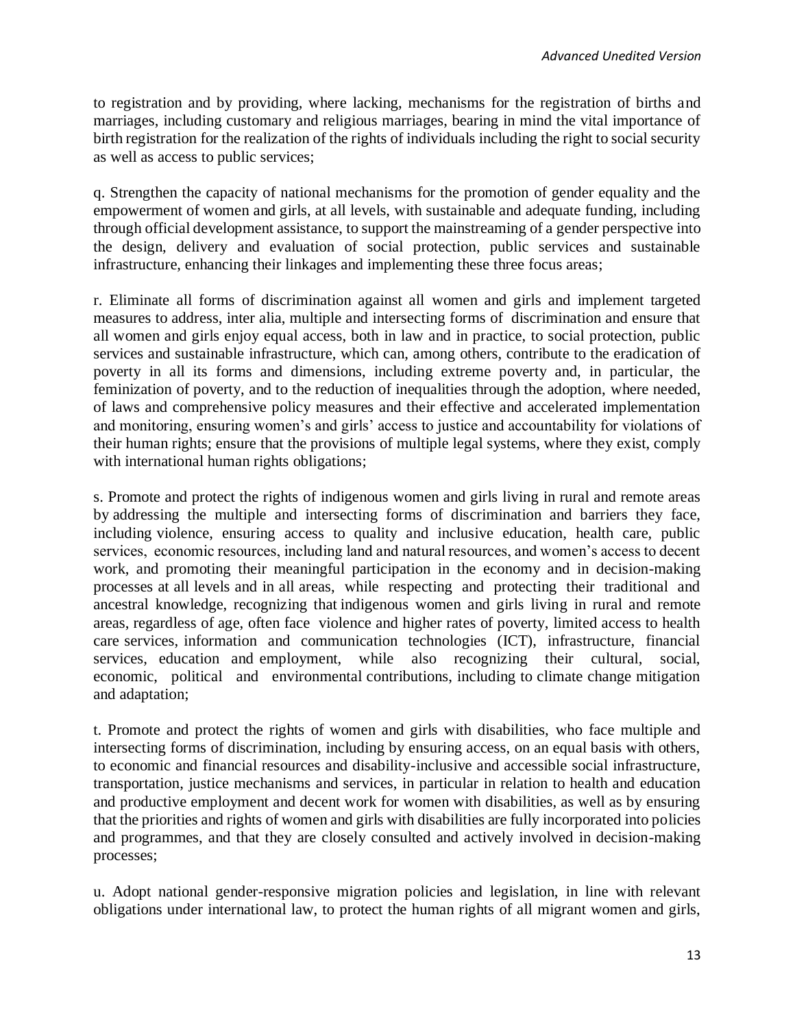to registration and by providing, where lacking, mechanisms for the registration of births and marriages, including customary and religious marriages, bearing in mind the vital importance of birth registration for the realization of the rights of individuals including the right to social security as well as access to public services;

q. Strengthen the capacity of national mechanisms for the promotion of gender equality and the empowerment of women and girls, at all levels, with sustainable and adequate funding, including through official development assistance, to support the mainstreaming of a gender perspective into the design, delivery and evaluation of social protection, public services and sustainable infrastructure, enhancing their linkages and implementing these three focus areas;

r. Eliminate all forms of discrimination against all women and girls and implement targeted measures to address, inter alia, multiple and intersecting forms of discrimination and ensure that all women and girls enjoy equal access, both in law and in practice, to social protection, public services and sustainable infrastructure, which can, among others, contribute to the eradication of poverty in all its forms and dimensions, including extreme poverty and, in particular, the feminization of poverty, and to the reduction of inequalities through the adoption, where needed, of laws and comprehensive policy measures and their effective and accelerated implementation and monitoring, ensuring women's and girls' access to justice and accountability for violations of their human rights; ensure that the provisions of multiple legal systems, where they exist, comply with international human rights obligations;

s. Promote and protect the rights of indigenous women and girls living in rural and remote areas by addressing the multiple and intersecting forms of discrimination and barriers they face, including violence, ensuring access to quality and inclusive education, health care, public services, economic resources, including land and natural resources, and women's access to decent work, and promoting their meaningful participation in the economy and in decision-making processes at all levels and in all areas, while respecting and protecting their traditional and ancestral knowledge, recognizing that indigenous women and girls living in rural and remote areas, regardless of age, often face violence and higher rates of poverty, limited access to health care services, information and communication technologies (ICT), infrastructure, financial services, education and employment, while also recognizing their cultural, social, economic, political and environmental contributions, including to climate change mitigation and adaptation;

t. Promote and protect the rights of women and girls with disabilities, who face multiple and intersecting forms of discrimination, including by ensuring access, on an equal basis with others, to economic and financial resources and disability-inclusive and accessible social infrastructure, transportation, justice mechanisms and services, in particular in relation to health and education and productive employment and decent work for women with disabilities, as well as by ensuring that the priorities and rights of women and girls with disabilities are fully incorporated into policies and programmes, and that they are closely consulted and actively involved in decision-making processes;

u. Adopt national gender-responsive migration policies and legislation, in line with relevant obligations under international law, to protect the human rights of all migrant women and girls,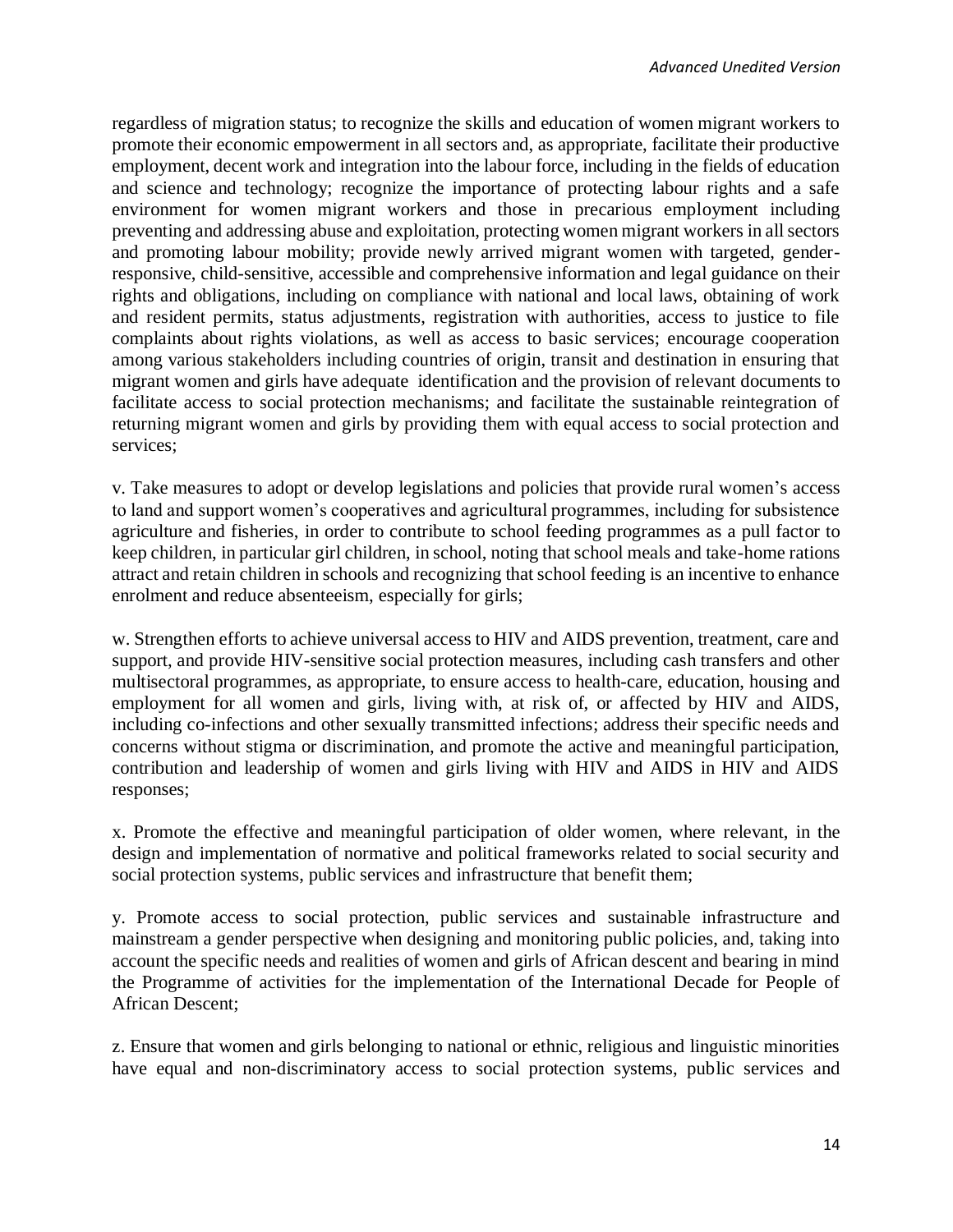regardless of migration status; to recognize the skills and education of women migrant workers to promote their economic empowerment in all sectors and, as appropriate, facilitate their productive employment, decent work and integration into the labour force, including in the fields of education and science and technology; recognize the importance of protecting labour rights and a safe environment for women migrant workers and those in precarious employment including preventing and addressing abuse and exploitation, protecting women migrant workers in all sectors and promoting labour mobility; provide newly arrived migrant women with targeted, gender-responsive, child-sensitive, accessible and comprehensive information and legal guidance on their rights and obligations, including on compliance with national and local laws, obtaining of work and resident permits, status adjustments, registration with authorities, access to justice to file complaints about rights violations, as well as access to basic services; encourage cooperation among various stakeholders including countries of origin, transit and destination in ensuring that migrant women and girls have adequate identification and the provision of relevant documents to facilitate access to social protection mechanisms; and facilitate the sustainable reintegration of returning migrant women and girls by providing them with equal access to social protection and services;

v. Take measures to adopt or develop legislations and policies that provide rural women's access to land and support women's cooperatives and agricultural programmes, including for subsistence agriculture and fisheries, in order to contribute to school feeding programmes as a pull factor to keep children, in particular girl children, in school, noting that school meals and take-home rations attract and retain children in schools and recognizing that school feeding is an incentive to enhance enrolment and reduce absenteeism, especially for girls;

w. Strengthen efforts to achieve universal access to HIV and AIDS prevention, treatment, care and support, and provide HIV-sensitive social protection measures, including cash transfers and other multisectoral programmes, as appropriate, to ensure access to health-care, education, housing and employment for all women and girls, living with, at risk of, or affected by HIV and AIDS, including co-infections and other sexually transmitted infections; address their specific needs and concerns without stigma or discrimination, and promote the active and meaningful participation, contribution and leadership of women and girls living with HIV and AIDS in HIV and AIDS responses;

x. Promote the effective and meaningful participation of older women, where relevant, in the design and implementation of normative and political frameworks related to social security and social protection systems, public services and infrastructure that benefit them;

y. Promote access to social protection, public services and sustainable infrastructure and mainstream a gender perspective when designing and monitoring public policies, and, taking into account the specific needs and realities of women and girls of African descent and bearing in mind the Programme of activities for the implementation of the International Decade for People of African Descent;

z. Ensure that women and girls belonging to national or ethnic, religious and linguistic minorities have equal and non-discriminatory access to social protection systems, public services and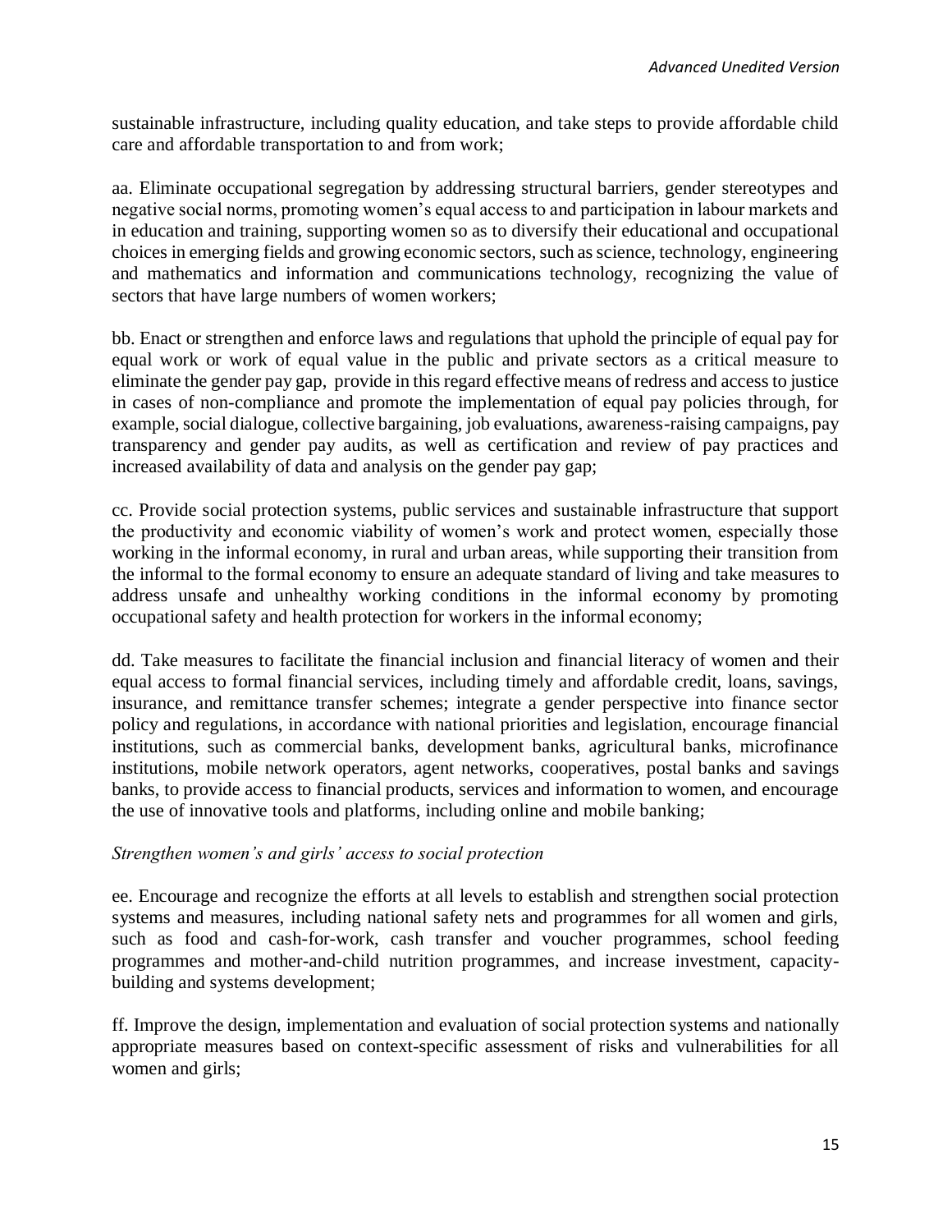sustainable infrastructure, including quality education, and take steps to provide affordable child care and affordable transportation to and from work;

aa. Eliminate occupational segregation by addressing structural barriers, gender stereotypes and negative social norms, promoting women's equal access to and participation in labour markets and in education and training, supporting women so as to diversify their educational and occupational choices in emerging fields and growing economic sectors, such as science, technology, engineering and mathematics and information and communications technology, recognizing the value of sectors that have large numbers of women workers;

bb. Enact or strengthen and enforce laws and regulations that uphold the principle of equal pay for equal work or work of equal value in the public and private sectors as a critical measure to eliminate the gender pay gap, provide in this regard effective means of redress and access to justice in cases of non-compliance and promote the implementation of equal pay policies through, for example, social dialogue, collective bargaining, job evaluations, awareness-raising campaigns, pay transparency and gender pay audits, as well as certification and review of pay practices and increased availability of data and analysis on the gender pay gap;

cc. Provide social protection systems, public services and sustainable infrastructure that support the productivity and economic viability of women's work and protect women, especially those working in the informal economy, in rural and urban areas, while supporting their transition from the informal to the formal economy to ensure an adequate standard of living and take measures to address unsafe and unhealthy working conditions in the informal economy by promoting occupational safety and health protection for workers in the informal economy;

dd. Take measures to facilitate the financial inclusion and financial literacy of women and their equal access to formal financial services, including timely and affordable credit, loans, savings, insurance, and remittance transfer schemes; integrate a gender perspective into finance sector policy and regulations, in accordance with national priorities and legislation, encourage financial institutions, such as commercial banks, development banks, agricultural banks, microfinance institutions, mobile network operators, agent networks, cooperatives, postal banks and savings banks, to provide access to financial products, services and information to women, and encourage the use of innovative tools and platforms, including online and mobile banking;

*Strengthen women's and girls' access to social protection*

ee. Encourage and recognize the efforts at all levels to establish and strengthen social protection systems and measures, including national safety nets and programmes for all women and girls, such as food and cash-for-work, cash transfer and voucher programmes, school feeding programmes and mother-and-child nutrition programmes, and increase investment, capacity-building and systems development;

ff. Improve the design, implementation and evaluation of social protection systems and nationally appropriate measures based on context-specific assessment of risks and vulnerabilities for all women and girls;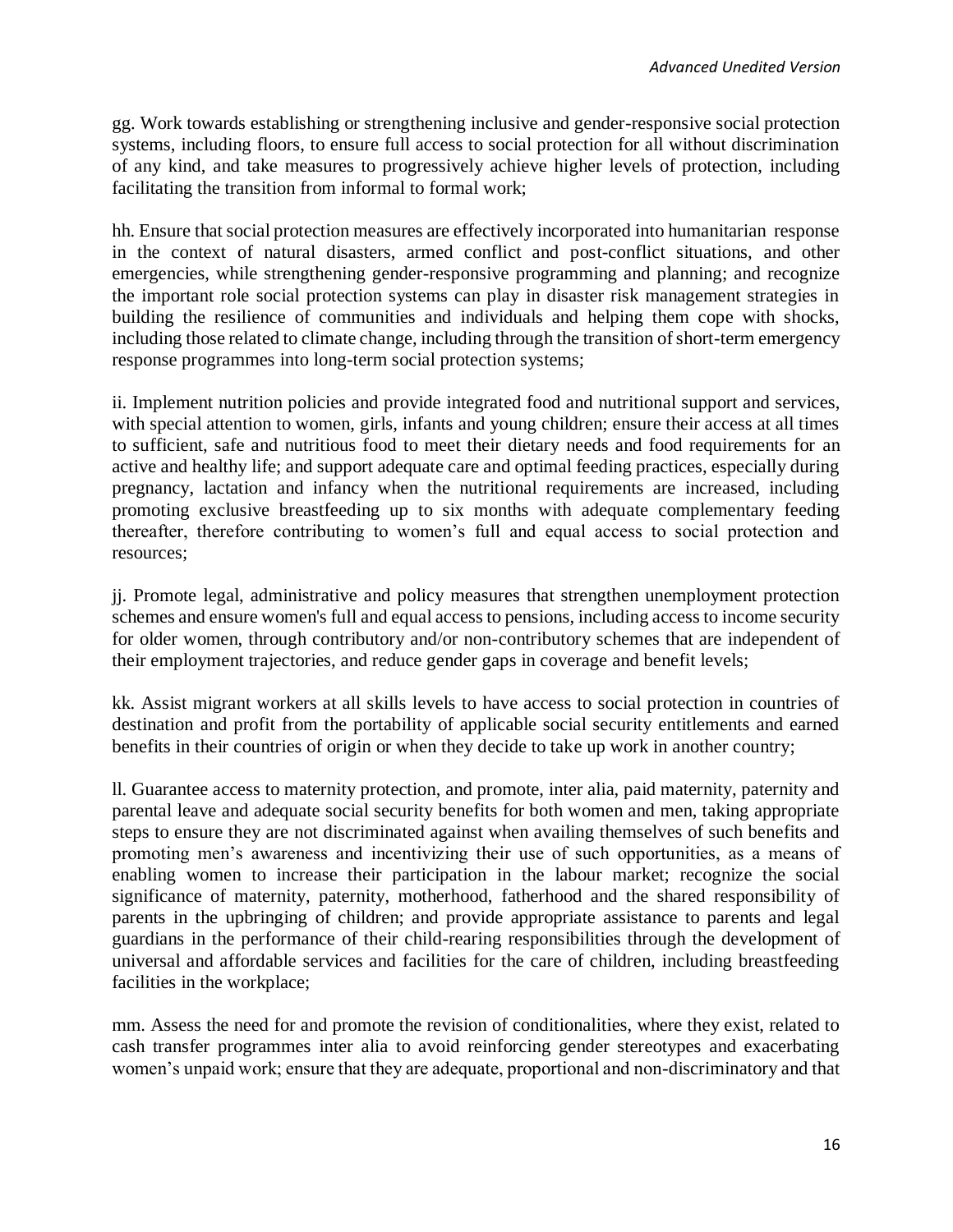gg. Work towards establishing or strengthening inclusive and gender-responsive social protection systems, including floors, to ensure full access to social protection for all without discrimination of any kind, and take measures to progressively achieve higher levels of protection, including facilitating the transition from informal to formal work;

hh. Ensure that social protection measures are effectively incorporated into humanitarian response in the context of natural disasters, armed conflict and post-conflict situations, and other emergencies, while strengthening gender-responsive programming and planning; and recognize the important role social protection systems can play in disaster risk management strategies in building the resilience of communities and individuals and helping them cope with shocks, including those related to climate change, including through the transition of short-term emergency response programmes into long-term social protection systems;

ii. Implement nutrition policies and provide integrated food and nutritional support and services, with special attention to women, girls, infants and young children; ensure their access at all times to sufficient, safe and nutritious food to meet their dietary needs and food requirements for an active and healthy life; and support adequate care and optimal feeding practices, especially during pregnancy, lactation and infancy when the nutritional requirements are increased, including promoting exclusive breastfeeding up to six months with adequate complementary feeding thereafter, therefore contributing to women's full and equal access to social protection and resources;

jj. Promote legal, administrative and policy measures that strengthen unemployment protection schemes and ensure women's full and equal access to pensions, including access to income security for older women, through contributory and/or non-contributory schemes that are independent of their employment trajectories, and reduce gender gaps in coverage and benefit levels;

kk. Assist migrant workers at all skills levels to have access to social protection in countries of destination and profit from the portability of applicable social security entitlements and earned benefits in their countries of origin or when they decide to take up work in another country;

ll. Guarantee access to maternity protection, and promote, inter alia, paid maternity, paternity and parental leave and adequate social security benefits for both women and men, taking appropriate steps to ensure they are not discriminated against when availing themselves of such benefits and promoting men's awareness and incentivizing their use of such opportunities, as a means of enabling women to increase their participation in the labour market; recognize the social significance of maternity, paternity, motherhood, fatherhood and the shared responsibility of parents in the upbringing of children; and provide appropriate assistance to parents and legal guardians in the performance of their child-rearing responsibilities through the development of universal and affordable services and facilities for the care of children, including breastfeeding facilities in the workplace;

mm. Assess the need for and promote the revision of conditionalities, where they exist, related to cash transfer programmes inter alia to avoid reinforcing gender stereotypes and exacerbating women's unpaid work; ensure that they are adequate, proportional and non-discriminatory and that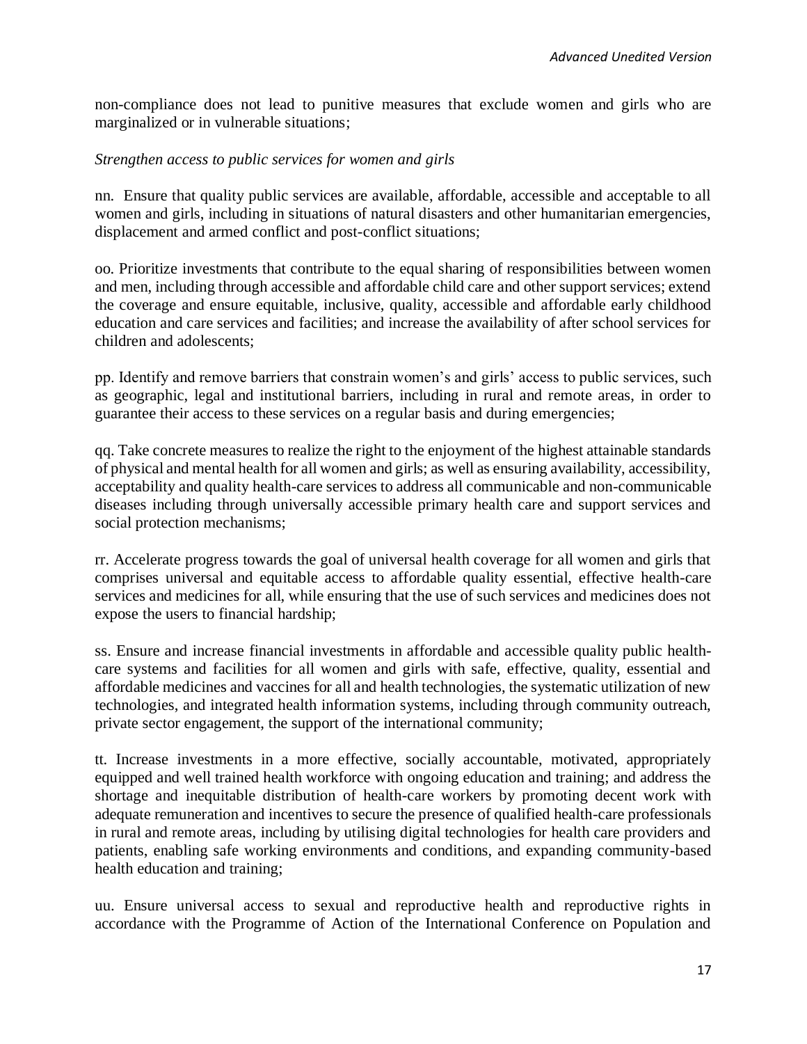non-compliance does not lead to punitive measures that exclude women and girls who are marginalized or in vulnerable situations;

*Strengthen access to public services for women and girls*

nn. Ensure that quality public services are available, affordable, accessible and acceptable to all women and girls, including in situations of natural disasters and other humanitarian emergencies, displacement and armed conflict and post-conflict situations;

oo. Prioritize investments that contribute to the equal sharing of responsibilities between women and men, including through accessible and affordable child care and other support services; extend the coverage and ensure equitable, inclusive, quality, accessible and affordable early childhood education and care services and facilities; and increase the availability of after school services for children and adolescents;

pp. Identify and remove barriers that constrain women's and girls' access to public services, such as geographic, legal and institutional barriers, including in rural and remote areas, in order to guarantee their access to these services on a regular basis and during emergencies;

qq. Take concrete measures to realize the right to the enjoyment of the highest attainable standards of physical and mental health for all women and girls; as well as ensuring availability, accessibility, acceptability and quality health-care services to address all communicable and non-communicable diseases including through universally accessible primary health care and support services and social protection mechanisms;

rr. Accelerate progress towards the goal of universal health coverage for all women and girls that comprises universal and equitable access to affordable quality essential, effective health-care services and medicines for all, while ensuring that the use of such services and medicines does not expose the users to financial hardship;

ss. Ensure and increase financial investments in affordable and accessible quality public health-care systems and facilities for all women and girls with safe, effective, quality, essential and affordable medicines and vaccines for all and health technologies, the systematic utilization of new technologies, and integrated health information systems, including through community outreach, private sector engagement, the support of the international community;

tt. Increase investments in a more effective, socially accountable, motivated, appropriately equipped and well trained health workforce with ongoing education and training; and address the shortage and inequitable distribution of health-care workers by promoting decent work with adequate remuneration and incentives to secure the presence of qualified health-care professionals in rural and remote areas, including by utilising digital technologies for health care providers and patients, enabling safe working environments and conditions, and expanding community-based health education and training;

uu. Ensure universal access to sexual and reproductive health and reproductive rights in accordance with the Programme of Action of the International Conference on Population and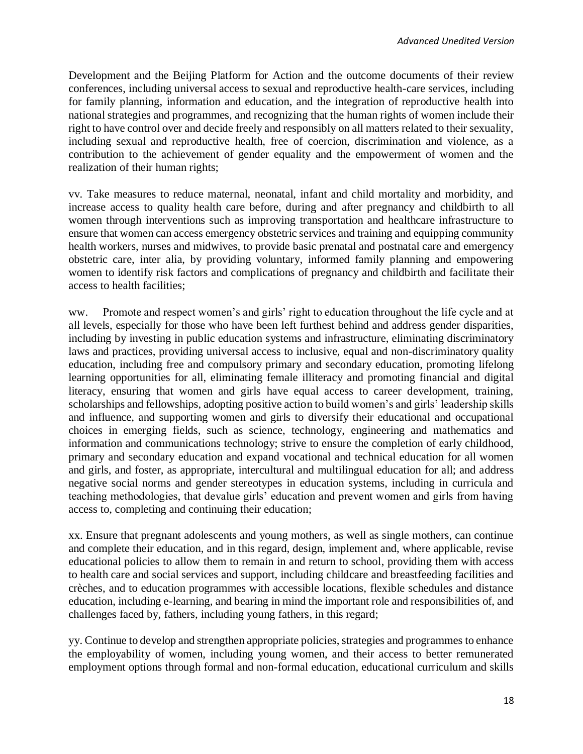Development and the Beijing Platform for Action and the outcome documents of their review conferences, including universal access to sexual and reproductive health-care services, including for family planning, information and education, and the integration of reproductive health into national strategies and programmes, and recognizing that the human rights of women include their right to have control over and decide freely and responsibly on all matters related to their sexuality, including sexual and reproductive health, free of coercion, discrimination and violence, as a contribution to the achievement of gender equality and the empowerment of women and the realization of their human rights;

vv. Take measures to reduce maternal, neonatal, infant and child mortality and morbidity, and increase access to quality health care before, during and after pregnancy and childbirth to all women through interventions such as improving transportation and healthcare infrastructure to ensure that women can access emergency obstetric services and training and equipping community health workers, nurses and midwives, to provide basic prenatal and postnatal care and emergency obstetric care, inter alia, by providing voluntary, informed family planning and empowering women to identify risk factors and complications of pregnancy and childbirth and facilitate their access to health facilities;

ww. Promote and respect women's and girls' right to education throughout the life cycle and at all levels, especially for those who have been left furthest behind and address gender disparities, including by investing in public education systems and infrastructure, eliminating discriminatory laws and practices, providing universal access to inclusive, equal and non-discriminatory quality education, including free and compulsory primary and secondary education, promoting lifelong learning opportunities for all, eliminating female illiteracy and promoting financial and digital literacy, ensuring that women and girls have equal access to career development, training, scholarships and fellowships, adopting positive action to build women's and girls' leadership skills and influence, and supporting women and girls to diversify their educational and occupational choices in emerging fields, such as science, technology, engineering and mathematics and information and communications technology; strive to ensure the completion of early childhood, primary and secondary education and expand vocational and technical education for all women and girls, and foster, as appropriate, intercultural and multilingual education for all; and address negative social norms and gender stereotypes in education systems, including in curricula and teaching methodologies, that devalue girls' education and prevent women and girls from having access to, completing and continuing their education;

xx. Ensure that pregnant adolescents and young mothers, as well as single mothers, can continue and complete their education, and in this regard, design, implement and, where applicable, revise educational policies to allow them to remain in and return to school, providing them with access to health care and social services and support, including childcare and breastfeeding facilities and crèches, and to education programmes with accessible locations, flexible schedules and distance education, including e-learning, and bearing in mind the important role and responsibilities of, and challenges faced by, fathers, including young fathers, in this regard;

yy. Continue to develop and strengthen appropriate policies, strategies and programmes to enhance the employability of women, including young women, and their access to better remunerated employment options through formal and non-formal education, educational curriculum and skills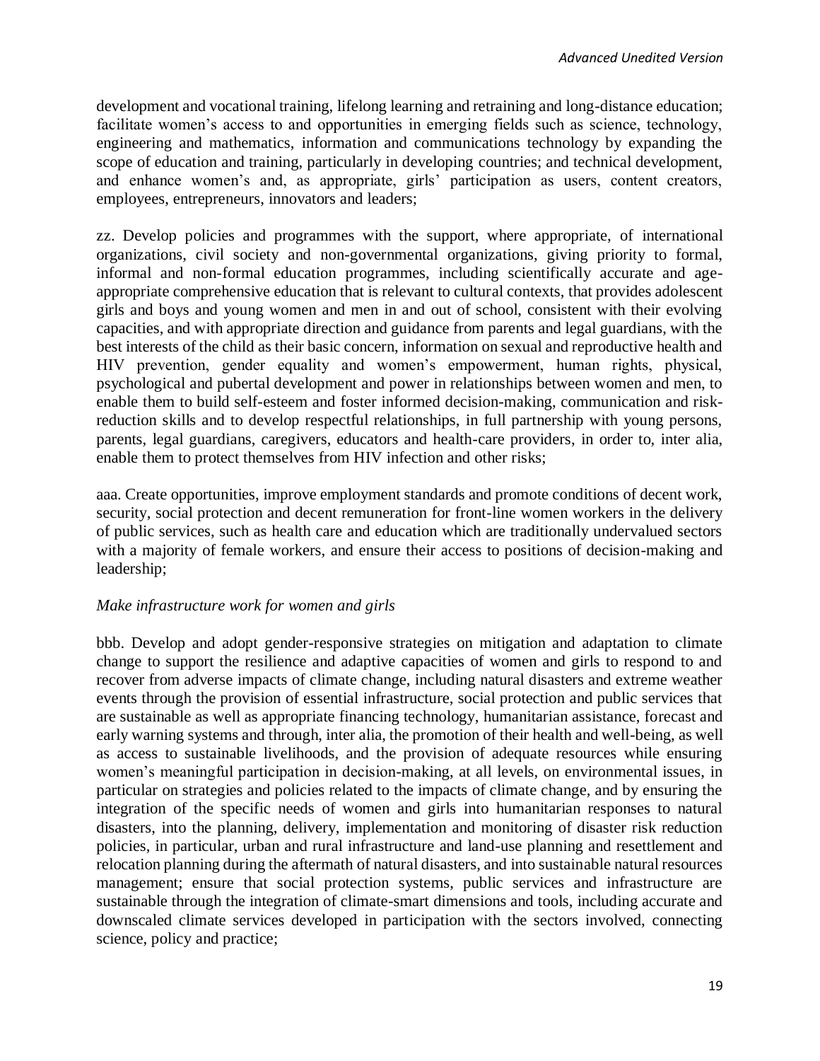development and vocational training, lifelong learning and retraining and long-distance education; facilitate women's access to and opportunities in emerging fields such as science, technology, engineering and mathematics, information and communications technology by expanding the scope of education and training, particularly in developing countries; and technical development, and enhance women's and, as appropriate, girls' participation as users, content creators, employees, entrepreneurs, innovators and leaders;

zz. Develop policies and programmes with the support, where appropriate, of international organizations, civil society and non-governmental organizations, giving priority to formal, informal and non-formal education programmes, including scientifically accurate and age-appropriate comprehensive education that is relevant to cultural contexts, that provides adolescent girls and boys and young women and men in and out of school, consistent with their evolving capacities, and with appropriate direction and guidance from parents and legal guardians, with the best interests of the child as their basic concern, information on sexual and reproductive health and HIV prevention, gender equality and women's empowerment, human rights, physical, psychological and pubertal development and power in relationships between women and men, to enable them to build self-esteem and foster informed decision-making, communication and risk-reduction skills and to develop respectful relationships, in full partnership with young persons, parents, legal guardians, caregivers, educators and health-care providers, in order to, inter alia, enable them to protect themselves from HIV infection and other risks;

aaa. Create opportunities, improve employment standards and promote conditions of decent work, security, social protection and decent remuneration for front-line women workers in the delivery of public services, such as health care and education which are traditionally undervalued sectors with a majority of female workers, and ensure their access to positions of decision-making and leadership;

*Make infrastructure work for women and girls*

bbb. Develop and adopt gender-responsive strategies on mitigation and adaptation to climate change to support the resilience and adaptive capacities of women and girls to respond to and recover from adverse impacts of climate change, including natural disasters and extreme weather events through the provision of essential infrastructure, social protection and public services that are sustainable as well as appropriate financing technology, humanitarian assistance, forecast and early warning systems and through, inter alia, the promotion of their health and well-being, as well as access to sustainable livelihoods, and the provision of adequate resources while ensuring women's meaningful participation in decision-making, at all levels, on environmental issues, in particular on strategies and policies related to the impacts of climate change, and by ensuring the integration of the specific needs of women and girls into humanitarian responses to natural disasters, into the planning, delivery, implementation and monitoring of disaster risk reduction policies, in particular, urban and rural infrastructure and land-use planning and resettlement and relocation planning during the aftermath of natural disasters, and into sustainable natural resources management; ensure that social protection systems, public services and infrastructure are sustainable through the integration of climate-smart dimensions and tools, including accurate and downscaled climate services developed in participation with the sectors involved, connecting science, policy and practice;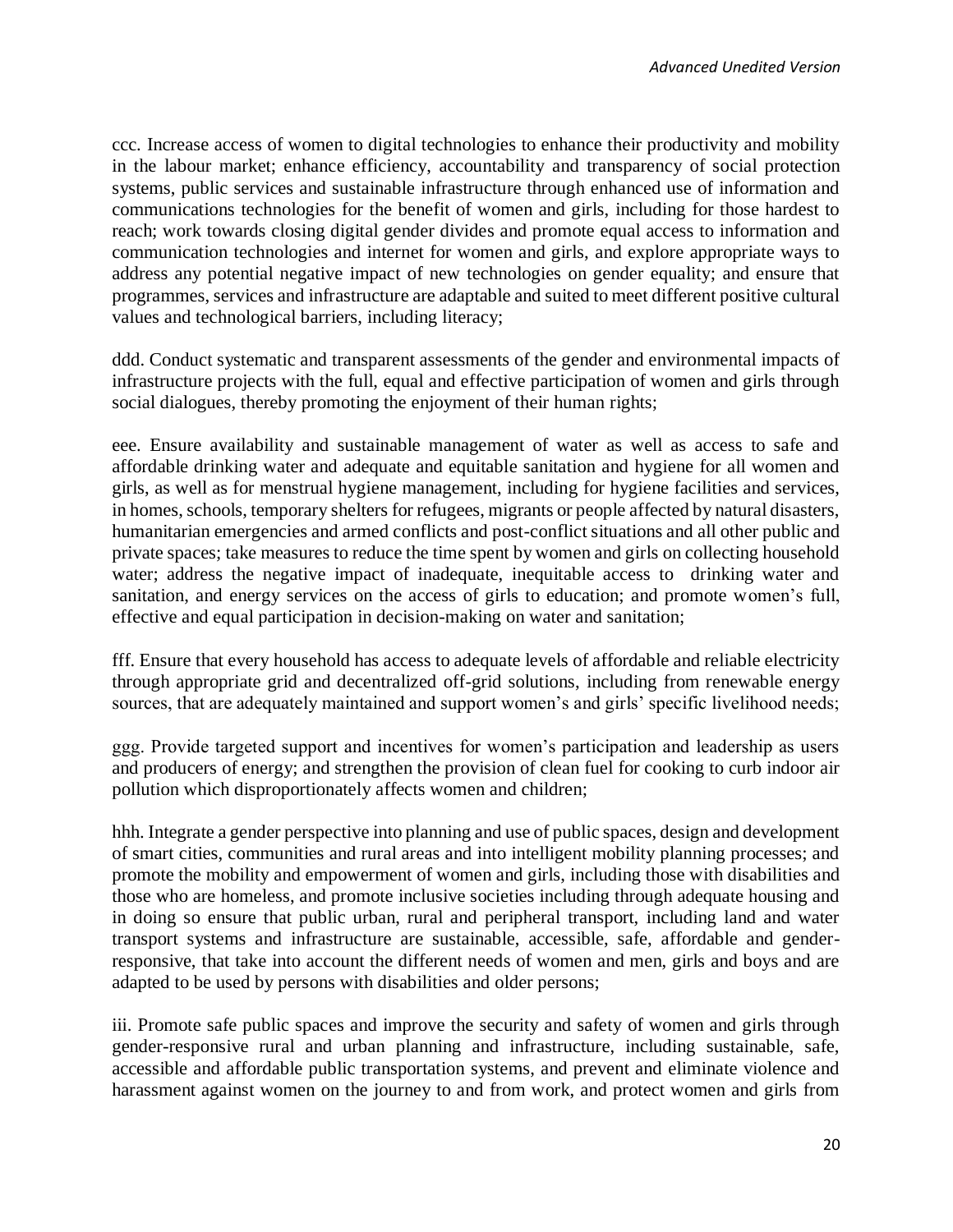ccc. Increase access of women to digital technologies to enhance their productivity and mobility in the labour market; enhance efficiency, accountability and transparency of social protection systems, public services and sustainable infrastructure through enhanced use of information and communications technologies for the benefit of women and girls, including for those hardest to reach; work towards closing digital gender divides and promote equal access to information and communication technologies and internet for women and girls, and explore appropriate ways to address any potential negative impact of new technologies on gender equality; and ensure that programmes, services and infrastructure are adaptable and suited to meet different positive cultural values and technological barriers, including literacy;

ddd. Conduct systematic and transparent assessments of the gender and environmental impacts of infrastructure projects with the full, equal and effective participation of women and girls through social dialogues, thereby promoting the enjoyment of their human rights;

eee. Ensure availability and sustainable management of water as well as access to safe and affordable drinking water and adequate and equitable sanitation and hygiene for all women and girls, as well as for menstrual hygiene management, including for hygiene facilities and services, in homes, schools, temporary shelters for refugees, migrants or people affected by natural disasters, humanitarian emergencies and armed conflicts and post-conflict situations and all other public and private spaces; take measures to reduce the time spent by women and girls on collecting household water; address the negative impact of inadequate, inequitable access to drinking water and sanitation, and energy services on the access of girls to education; and promote women's full, effective and equal participation in decision-making on water and sanitation;

fff. Ensure that every household has access to adequate levels of affordable and reliable electricity through appropriate grid and decentralized off-grid solutions, including from renewable energy sources, that are adequately maintained and support women's and girls' specific livelihood needs;

ggg. Provide targeted support and incentives for women's participation and leadership as users and producers of energy; and strengthen the provision of clean fuel for cooking to curb indoor air pollution which disproportionately affects women and children;

hhh. Integrate a gender perspective into planning and use of public spaces, design and development of smart cities, communities and rural areas and into intelligent mobility planning processes; and promote the mobility and empowerment of women and girls, including those with disabilities and those who are homeless, and promote inclusive societies including through adequate housing and in doing so ensure that public urban, rural and peripheral transport, including land and water transport systems and infrastructure are sustainable, accessible, safe, affordable and gender-responsive, that take into account the different needs of women and men, girls and boys and are adapted to be used by persons with disabilities and older persons;

iii. Promote safe public spaces and improve the security and safety of women and girls through gender-responsive rural and urban planning and infrastructure, including sustainable, safe, accessible and affordable public transportation systems, and prevent and eliminate violence and harassment against women on the journey to and from work, and protect women and girls from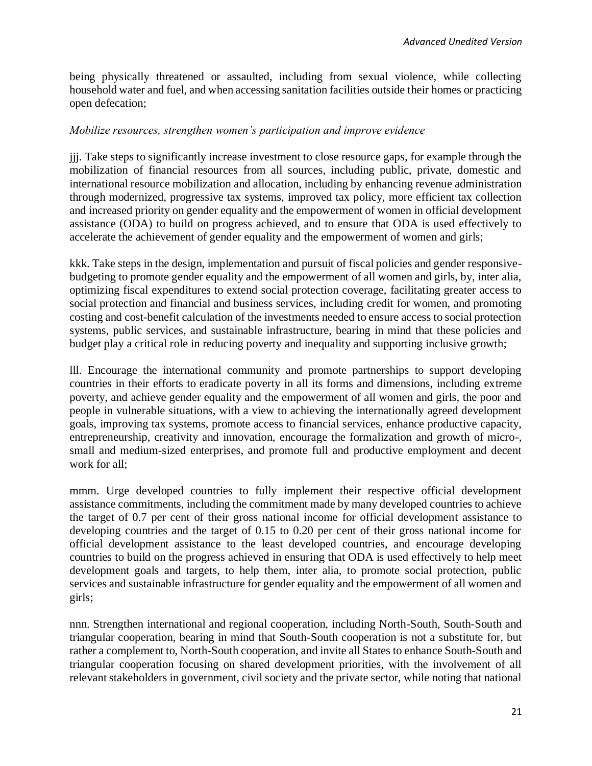being physically threatened or assaulted, including from sexual violence, while collecting household water and fuel, and when accessing sanitation facilities outside their homes or practicing open defecation;

*Mobilize resources, strengthen women's participation and improve evidence*

jjj. Take steps to significantly increase investment to close resource gaps, for example through the mobilization of financial resources from all sources, including public, private, domestic and international resource mobilization and allocation, including by enhancing revenue administration through modernized, progressive tax systems, improved tax policy, more efficient tax collection and increased priority on gender equality and the empowerment of women in official development assistance (ODA) to build on progress achieved, and to ensure that ODA is used effectively to accelerate the achievement of gender equality and the empowerment of women and girls;

kkk. Take steps in the design, implementation and pursuit of fiscal policies and gender responsive-budgeting to promote gender equality and the empowerment of all women and girls, by, inter alia, optimizing fiscal expenditures to extend social protection coverage, facilitating greater access to social protection and financial and business services, including credit for women, and promoting costing and cost-benefit calculation of the investments needed to ensure access to social protection systems, public services, and sustainable infrastructure, bearing in mind that these policies and budget play a critical role in reducing poverty and inequality and supporting inclusive growth;

lll. Encourage the international community and promote partnerships to support developing countries in their efforts to eradicate poverty in all its forms and dimensions, including extreme poverty, and achieve gender equality and the empowerment of all women and girls, the poor and people in vulnerable situations, with a view to achieving the internationally agreed development goals, improving tax systems, promote access to financial services, enhance productive capacity, entrepreneurship, creativity and innovation, encourage the formalization and growth of micro-, small and medium-sized enterprises, and promote full and productive employment and decent work for all;

mmm. Urge developed countries to fully implement their respective official development assistance commitments, including the commitment made by many developed countries to achieve the target of 0.7 per cent of their gross national income for official development assistance to developing countries and the target of 0.15 to 0.20 per cent of their gross national income for official development assistance to the least developed countries, and encourage developing countries to build on the progress achieved in ensuring that ODA is used effectively to help meet development goals and targets, to help them, inter alia, to promote social protection, public services and sustainable infrastructure for gender equality and the empowerment of all women and girls;

nnn. Strengthen international and regional cooperation, including North-South, South-South and triangular cooperation, bearing in mind that South-South cooperation is not a substitute for, but rather a complement to, North-South cooperation, and invite all States to enhance South-South and triangular cooperation focusing on shared development priorities, with the involvement of all relevant stakeholders in government, civil society and the private sector, while noting that national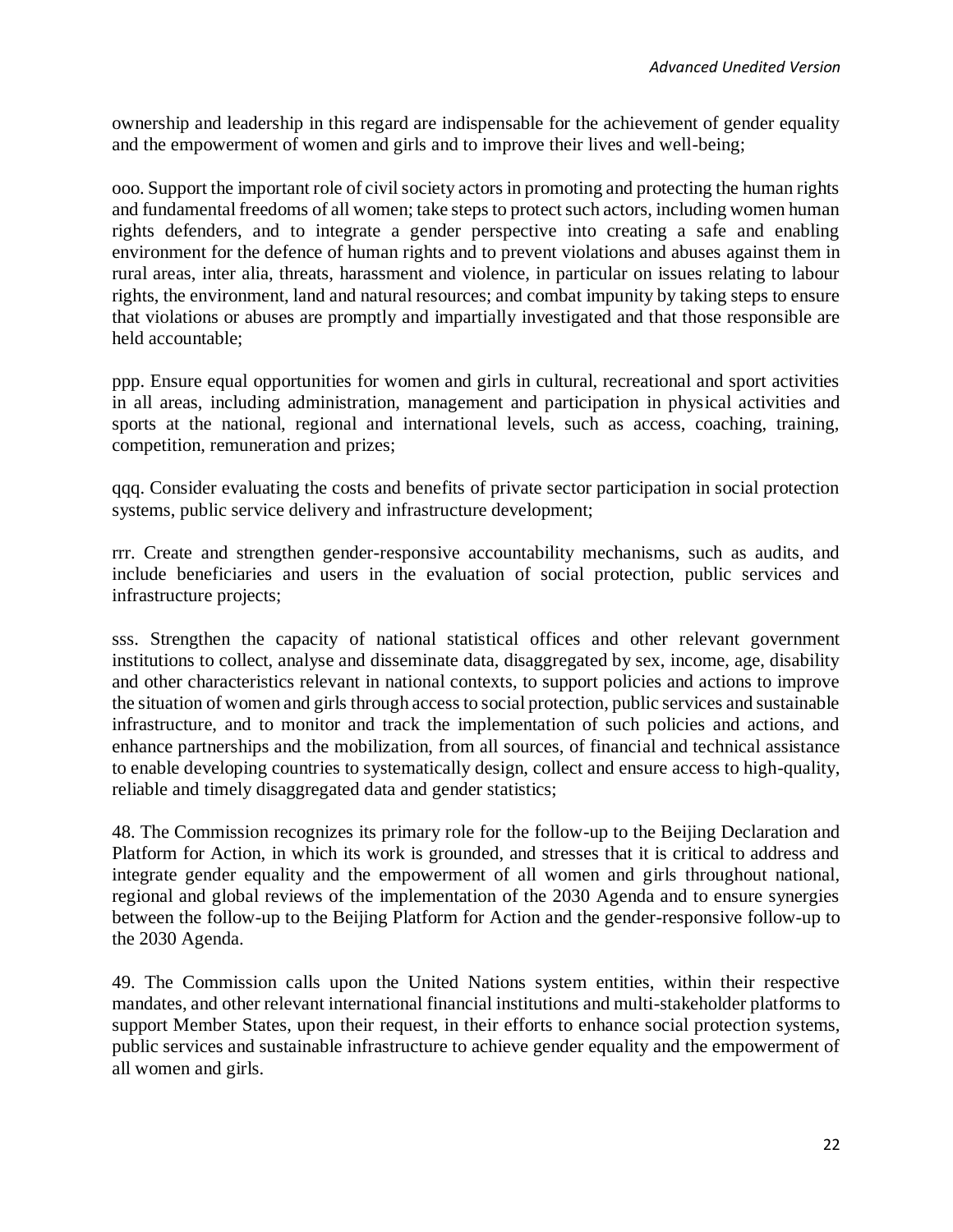ownership and leadership in this regard are indispensable for the achievement of gender equality and the empowerment of women and girls and to improve their lives and well-being;

ooo. Support the important role of civil society actors in promoting and protecting the human rights and fundamental freedoms of all women; take steps to protect such actors, including women human rights defenders, and to integrate a gender perspective into creating a safe and enabling environment for the defence of human rights and to prevent violations and abuses against them in rural areas, inter alia, threats, harassment and violence, in particular on issues relating to labour rights, the environment, land and natural resources; and combat impunity by taking steps to ensure that violations or abuses are promptly and impartially investigated and that those responsible are held accountable;

ppp. Ensure equal opportunities for women and girls in cultural, recreational and sport activities in all areas, including administration, management and participation in physical activities and sports at the national, regional and international levels, such as access, coaching, training, competition, remuneration and prizes;

qqq. Consider evaluating the costs and benefits of private sector participation in social protection systems, public service delivery and infrastructure development;

rrr. Create and strengthen gender-responsive accountability mechanisms, such as audits, and include beneficiaries and users in the evaluation of social protection, public services and infrastructure projects;

sss. Strengthen the capacity of national statistical offices and other relevant government institutions to collect, analyse and disseminate data, disaggregated by sex, income, age, disability and other characteristics relevant in national contexts, to support policies and actions to improve the situation of women and girls through access to social protection, public services and sustainable infrastructure, and to monitor and track the implementation of such policies and actions, and enhance partnerships and the mobilization, from all sources, of financial and technical assistance to enable developing countries to systematically design, collect and ensure access to high-quality, reliable and timely disaggregated data and gender statistics;

48. The Commission recognizes its primary role for the follow-up to the Beijing Declaration and Platform for Action, in which its work is grounded, and stresses that it is critical to address and integrate gender equality and the empowerment of all women and girls throughout national, regional and global reviews of the implementation of the 2030 Agenda and to ensure synergies between the follow-up to the Beijing Platform for Action and the gender-responsive follow-up to the 2030 Agenda.

49. The Commission calls upon the United Nations system entities, within their respective mandates, and other relevant international financial institutions and multi-stakeholder platforms to support Member States, upon their request, in their efforts to enhance social protection systems, public services and sustainable infrastructure to achieve gender equality and the empowerment of all women and girls.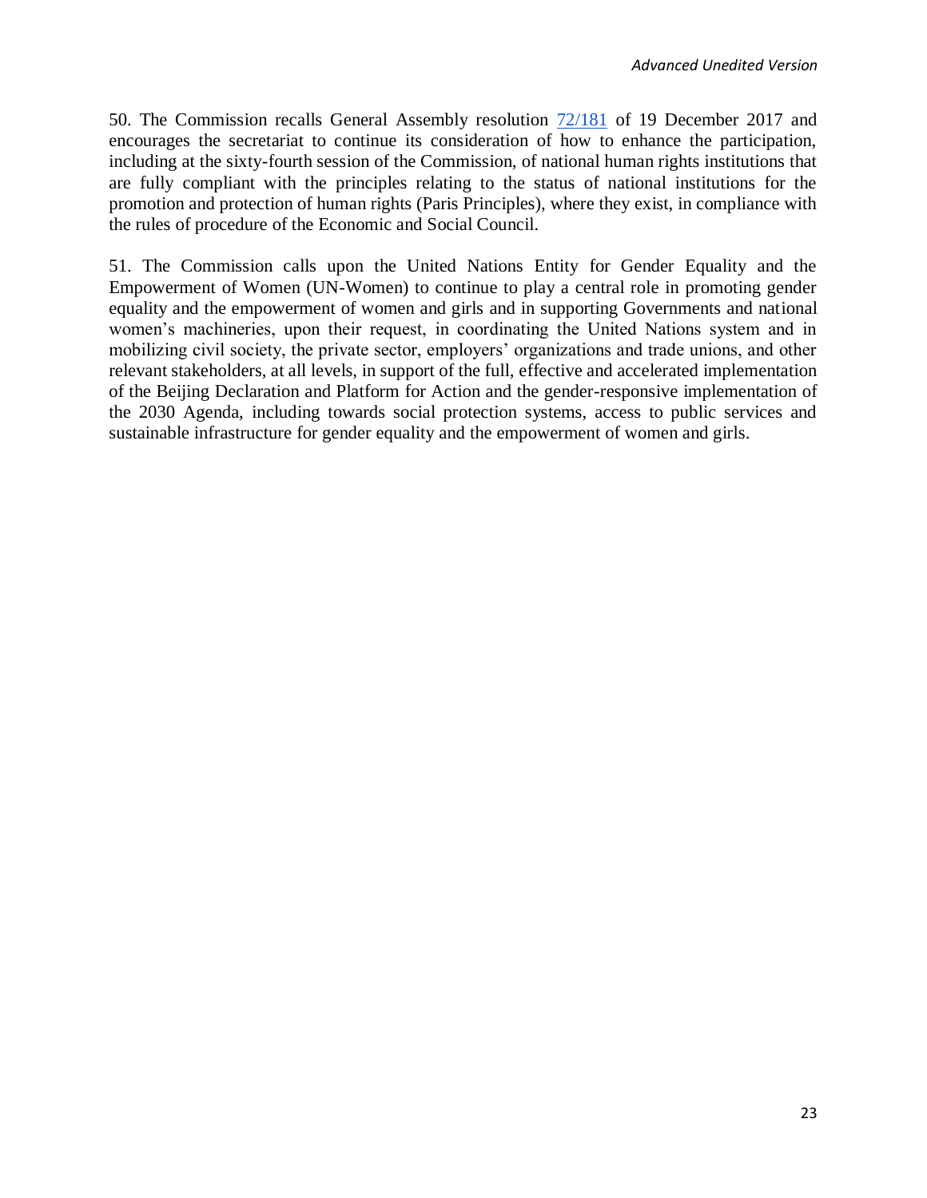50. The Commission recalls General Assembly resolution 72/181 of 19 December 2017 and encourages the secretariat to continue its consideration of how to enhance the participation, including at the sixty-fourth session of the Commission, of national human rights institutions that are fully compliant with the principles relating to the status of national institutions for the promotion and protection of human rights (Paris Principles), where they exist, in compliance with the rules of procedure of the Economic and Social Council.

51. The Commission calls upon the United Nations Entity for Gender Equality and the Empowerment of Women (UN-Women) to continue to play a central role in promoting gender equality and the empowerment of women and girls and in supporting Governments and national women's machineries, upon their request, in coordinating the United Nations system and in mobilizing civil society, the private sector, employers' organizations and trade unions, and other relevant stakeholders, at all levels, in support of the full, effective and accelerated implementation of the Beijing Declaration and Platform for Action and the gender-responsive implementation of the 2030 Agenda, including towards social protection systems, access to public services and sustainable infrastructure for gender equality and the empowerment of women and girls.